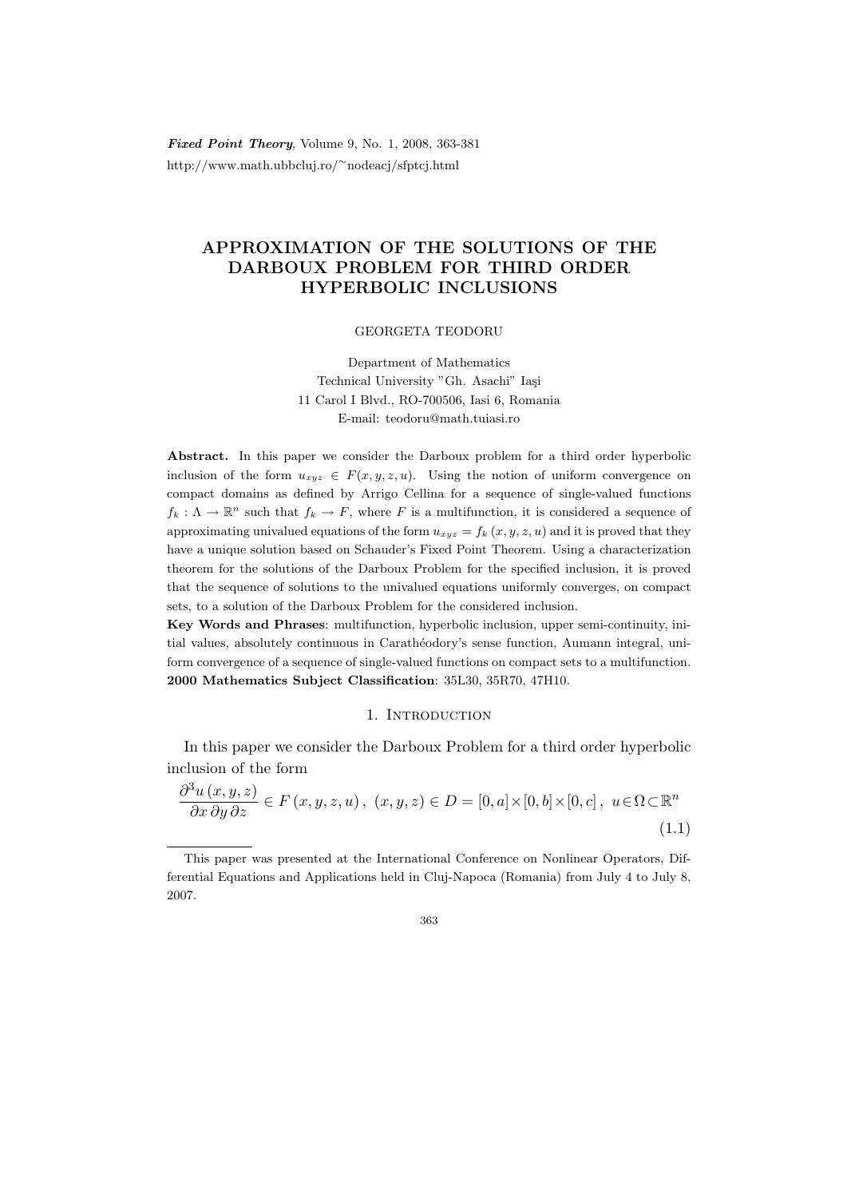# APPROXIMATION OF THE SOLUTIONS OF THE DARBOUX PROBLEM FOR THIRD ORDER HYPERBOLIC INCLUSIONS

GEORGETA TEODORU

Department of Mathematics
Technical University "Gh. Asachi" Iaşi
11 Carol I Blvd., RO-700506, Iasi 6, Romania
E-mail: teodoru@math.tuiasi.ro

**Abstract.** In this paper we consider the Darboux problem for a third order hyperbolic inclusion of the form $u_{xyz} \in F(x, y, z, u)$. Using the notion of uniform convergence on compact domains as defined by Arrigo Cellina for a sequence of single-valued functions $f_k : \Lambda \to \mathbb{R}^n$ such that $f_k \to F$, where $F$ is a multifunction, it is considered a sequence of approximating univalued equations of the form $u_{xyz} = f_k(x, y, z, u)$ and it is proved that they have a unique solution based on Schauder's Fixed Point Theorem. Using a characterization theorem for the solutions of the Darboux Problem for the specified inclusion, it is proved that the sequence of solutions to the univalued equations uniformly converges, on compact sets, to a solution of the Darboux Problem for the considered inclusion.

**Key Words and Phrases**: multifunction, hyperbolic inclusion, upper semi-continuity, initial values, absolutely continuous in Carathéodory's sense function, Aumann integral, uniform convergence of a sequence of single-valued functions on compact sets to a multifunction.

**2000 Mathematics Subject Classification**: 35L30, 35R70, 47H10.

## 1. Introduction

In this paper we consider the Darboux Problem for a third order hyperbolic inclusion of the form

$$\frac{\partial^3 u(x, y, z)}{\partial x\, \partial y\, \partial z} \in F(x, y, z, u), \; (x, y, z) \in D = [0, a] \times [0, b] \times [0, c], \; u \in \Omega \subset \mathbb{R}^n \tag{1.1}$$

This paper was presented at the International Conference on Nonlinear Operators, Differential Equations and Applications held in Cluj-Napoca (Romania) from July 4 to July 8, 2007.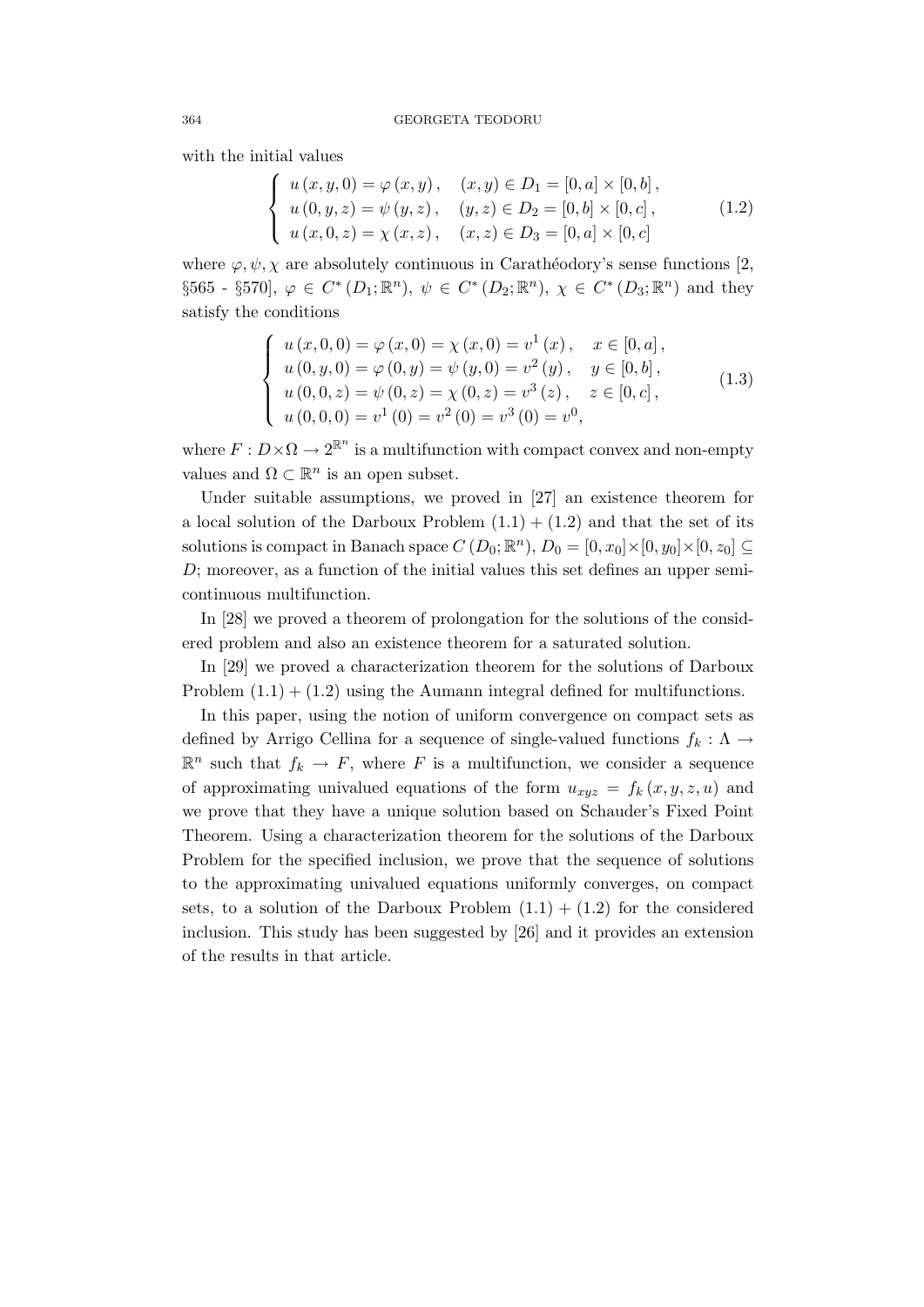with the initial values

$$
\left\{
\begin{array}{ll}
u\left(x,y,0\right)=\varphi\left(x,y\right), & \left(x,y\right)\in D_1=\left[0,a\right]\times\left[0,b\right],\\
u\left(0,y,z\right)=\psi\left(y,z\right), & \left(y,z\right)\in D_2=\left[0,b\right]\times\left[0,c\right],\\
u\left(x,0,z\right)=\chi\left(x,z\right), & \left(x,z\right)\in D_3=\left[0,a\right]\times\left[0,c\right]
\end{array}
\right. \tag{1.2}
$$

where $\varphi, \psi, \chi$ are absolutely continuous in Carathéodory's sense functions [2, §565 - §570], $\varphi \in C^*\left(D_1;\mathbb{R}^n\right)$, $\psi \in C^*\left(D_2;\mathbb{R}^n\right)$, $\chi \in C^*\left(D_3;\mathbb{R}^n\right)$ and they satisfy the conditions

$$
\left\{
\begin{array}{ll}
u\left(x,0,0\right)=\varphi\left(x,0\right)=\chi\left(x,0\right)=v^1\left(x\right), & x\in\left[0,a\right],\\
u\left(0,y,0\right)=\varphi\left(0,y\right)=\psi\left(y,0\right)=v^2\left(y\right), & y\in\left[0,b\right],\\
u\left(0,0,z\right)=\psi\left(0,z\right)=\chi\left(0,z\right)=v^3\left(z\right), & z\in\left[0,c\right],\\
u\left(0,0,0\right)=v^1\left(0\right)=v^2\left(0\right)=v^3\left(0\right)=v^0, &
\end{array}
\right. \tag{1.3}
$$

where $F: D\times\Omega \to 2^{\mathbb{R}^n}$ is a multifunction with compact convex and non-empty values and $\Omega \subset \mathbb{R}^n$ is an open subset.

Under suitable assumptions, we proved in [27] an existence theorem for a local solution of the Darboux Problem $(1.1) + (1.2)$ and that the set of its solutions is compact in Banach space $C\left(D_0;\mathbb{R}^n\right)$, $D_0=\left[0,x_0\right]\times\left[0,y_0\right]\times\left[0,z_0\right]\subseteq D$; moreover, as a function of the initial values this set defines an upper semi-continuous multifunction.

In [28] we proved a theorem of prolongation for the solutions of the considered problem and also an existence theorem for a saturated solution.

In [29] we proved a characterization theorem for the solutions of Darboux Problem $(1.1) + (1.2)$ using the Aumann integral defined for multifunctions.

In this paper, using the notion of uniform convergence on compact sets as defined by Arrigo Cellina for a sequence of single-valued functions $f_k: \Lambda \to \mathbb{R}^n$ such that $f_k \to F$, where $F$ is a multifunction, we consider a sequence of approximating univalued equations of the form $u_{xyz} = f_k\left(x,y,z,u\right)$ and we prove that they have a unique solution based on Schauder's Fixed Point Theorem. Using a characterization theorem for the solutions of the Darboux Problem for the specified inclusion, we prove that the sequence of solutions to the approximating univalued equations uniformly converges, on compact sets, to a solution of the Darboux Problem $(1.1) + (1.2)$ for the considered inclusion. This study has been suggested by [26] and it provides an extension of the results in that article.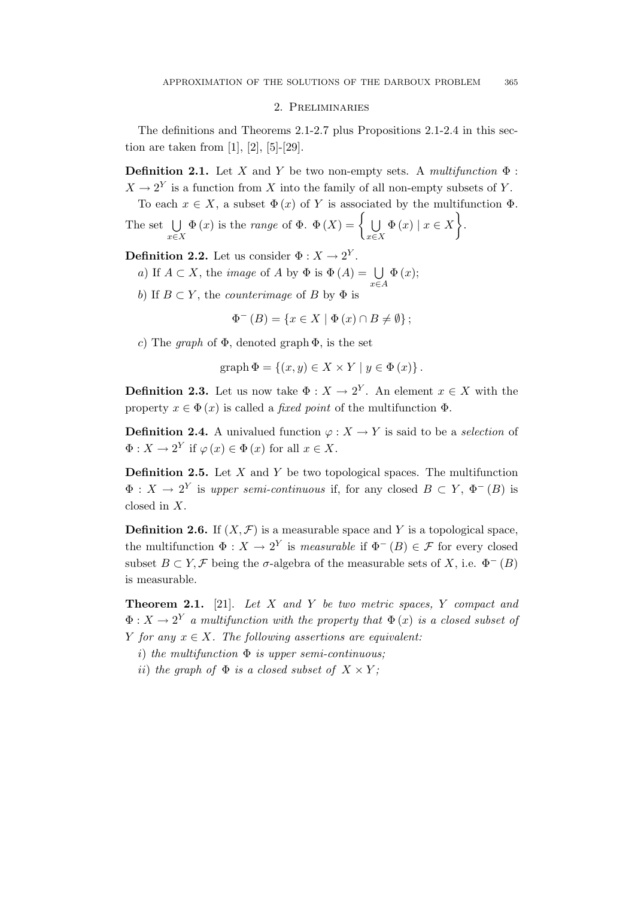## 2. Preliminaries

The definitions and Theorems 2.1-2.7 plus Propositions 2.1-2.4 in this section are taken from [1], [2], [5]-[29].

**Definition 2.1.** Let $X$ and $Y$ be two non-empty sets. A *multifunction* $\Phi : X \to 2^Y$ is a function from $X$ into the family of all non-empty subsets of $Y$.

To each $x \in X$, a subset $\Phi(x)$ of $Y$ is associated by the multifunction $\Phi$. The set $\bigcup_{x \in X} \Phi(x)$ is the *range* of $\Phi$. $\Phi(X) = \left\{ \bigcup_{x \in X} \Phi(x) \mid x \in X \right\}$.

**Definition 2.2.** Let us consider $\Phi : X \to 2^Y$.

*a*) If $A \subset X$, the *image* of $A$ by $\Phi$ is $\Phi(A) = \bigcup_{x \in A} \Phi(x)$;

*b*) If $B \subset Y$, the *counterimage* of $B$ by $\Phi$ is

$$\Phi^{-}(B) = \{x \in X \mid \Phi(x) \cap B \neq \emptyset\};$$

*c*) The *graph* of $\Phi$, denoted graph $\Phi$, is the set

$$\operatorname{graph} \Phi = \{(x, y) \in X \times Y \mid y \in \Phi(x)\}.$$

**Definition 2.3.** Let us now take $\Phi : X \to 2^Y$. An element $x \in X$ with the property $x \in \Phi(x)$ is called a *fixed point* of the multifunction $\Phi$.

**Definition 2.4.** A univalued function $\varphi : X \to Y$ is said to be a *selection* of $\Phi : X \to 2^Y$ if $\varphi(x) \in \Phi(x)$ for all $x \in X$.

**Definition 2.5.** Let $X$ and $Y$ be two topological spaces. The multifunction $\Phi : X \to 2^Y$ is *upper semi-continuous* if, for any closed $B \subset Y$, $\Phi^{-}(B)$ is closed in $X$.

**Definition 2.6.** If $(X, \mathcal{F})$ is a measurable space and $Y$ is a topological space, the multifunction $\Phi : X \to 2^Y$ is *measurable* if $\Phi^{-}(B) \in \mathcal{F}$ for every closed subset $B \subset Y, \mathcal{F}$ being the $\sigma$-algebra of the measurable sets of $X$, i.e. $\Phi^{-}(B)$ is measurable.

**Theorem 2.1.** [21]. *Let $X$ and $Y$ be two metric spaces, $Y$ compact and $\Phi : X \to 2^Y$ a multifunction with the property that $\Phi(x)$ is a closed subset of $Y$ for any $x \in X$. The following assertions are equivalent:*

*i*) *the multifunction $\Phi$ is upper semi-continuous;*

*ii*) *the graph of $\Phi$ is a closed subset of $X \times Y$;*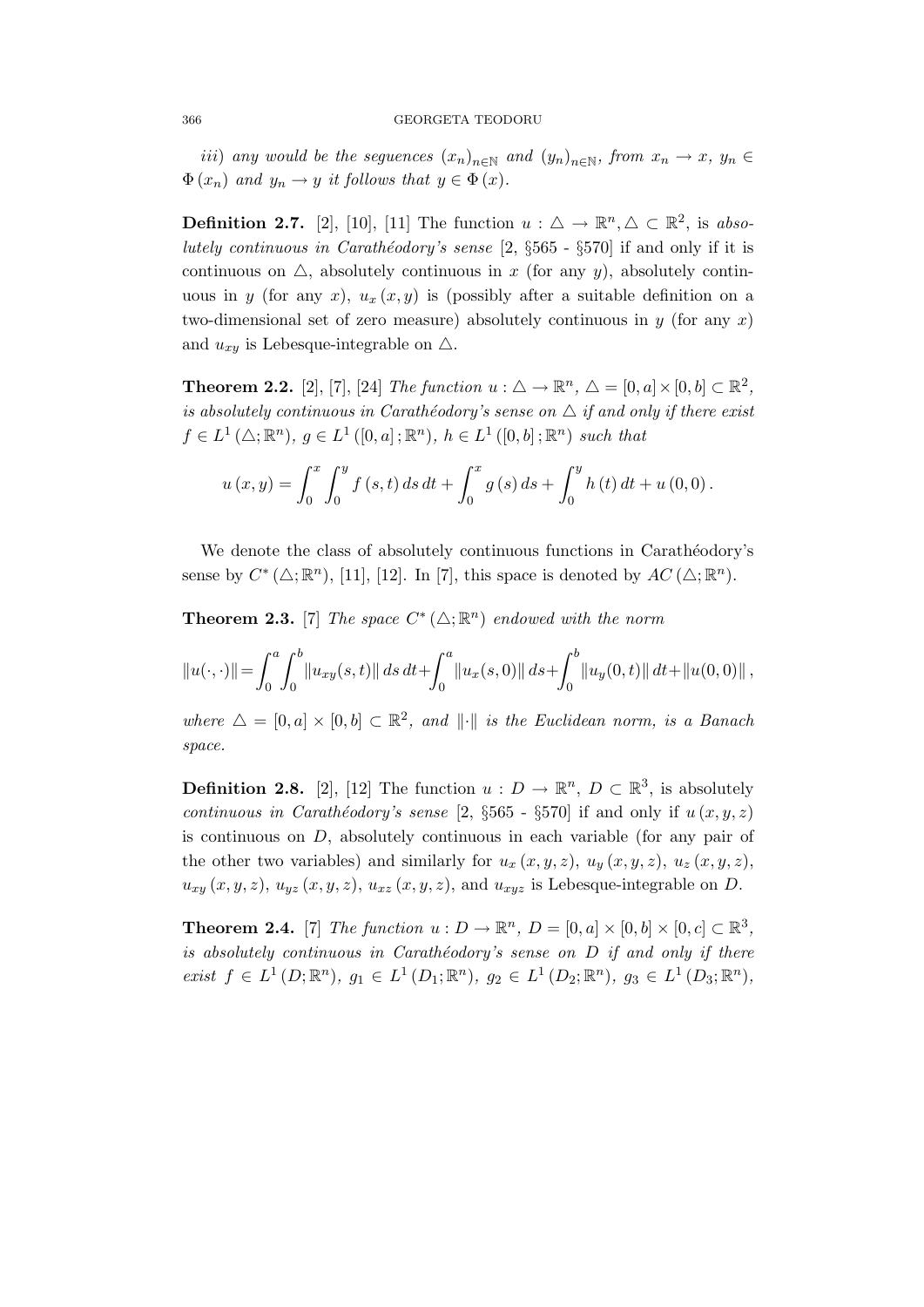*iii) any would be the seguences $(x_n)_{n\in\mathbb{N}}$ and $(y_n)_{n\in\mathbb{N}}$, from $x_n \to x$, $y_n \in \Phi(x_n)$ and $y_n \to y$ it follows that $y \in \Phi(x)$.*

**Definition 2.7.** [2], [10], [11] The function $u : \triangle \to \mathbb{R}^n, \triangle \subset \mathbb{R}^2$, is *absolutely continuous in Carathéodory's sense* [2, §565 - §570] if and only if it is continuous on $\triangle$, absolutely continuous in $x$ (for any $y$), absolutely continuous in $y$ (for any $x$), $u_x(x,y)$ is (possibly after a suitable definition on a two-dimensional set of zero measure) absolutely continuous in $y$ (for any $x$) and $u_{xy}$ is Lebesque-integrable on $\triangle$.

**Theorem 2.2.** [2], [7], [24] *The function $u : \triangle \to \mathbb{R}^n$, $\triangle = [0,a] \times [0,b] \subset \mathbb{R}^2$, is absolutely continuous in Carathéodory's sense on $\triangle$ if and only if there exist $f \in L^1(\triangle;\mathbb{R}^n)$, $g \in L^1([0,a];\mathbb{R}^n)$, $h \in L^1([0,b];\mathbb{R}^n)$ such that*

$$u(x,y) = \int_0^x \int_0^y f(s,t)\,ds\,dt + \int_0^x g(s)\,ds + \int_0^y h(t)\,dt + u(0,0).$$

We denote the class of absolutely continuous functions in Carathéodory's sense by $C^*(\triangle;\mathbb{R}^n)$, [11], [12]. In [7], this space is denoted by $AC(\triangle;\mathbb{R}^n)$.

**Theorem 2.3.** [7] *The space $C^*(\triangle;\mathbb{R}^n)$ endowed with the norm*

$$\|u(\cdot,\cdot)\| = \int_0^a \int_0^b \|u_{xy}(s,t)\|\,ds\,dt + \int_0^a \|u_x(s,0)\|\,ds + \int_0^b \|u_y(0,t)\|\,dt + \|u(0,0)\|,$$

*where $\triangle = [0,a] \times [0,b] \subset \mathbb{R}^2$, and $\|\cdot\|$ is the Euclidean norm, is a Banach space.*

**Definition 2.8.** [2], [12] The function $u : D \to \mathbb{R}^n$, $D \subset \mathbb{R}^3$, is absolutely *continuous in Carathéodory's sense* [2, §565 - §570] if and only if $u(x,y,z)$ is continuous on $D$, absolutely continuous in each variable (for any pair of the other two variables) and similarly for $u_x(x,y,z)$, $u_y(x,y,z)$, $u_z(x,y,z)$, $u_{xy}(x,y,z)$, $u_{yz}(x,y,z)$, $u_{xz}(x,y,z)$, and $u_{xyz}$ is Lebesque-integrable on $D$.

**Theorem 2.4.** [7] *The function $u : D \to \mathbb{R}^n$, $D = [0,a] \times [0,b] \times [0,c] \subset \mathbb{R}^3$, is absolutely continuous in Carathéodory's sense on $D$ if and only if there exist $f \in L^1(D;\mathbb{R}^n)$, $g_1 \in L^1(D_1;\mathbb{R}^n)$, $g_2 \in L^1(D_2;\mathbb{R}^n)$, $g_3 \in L^1(D_3;\mathbb{R}^n)$,*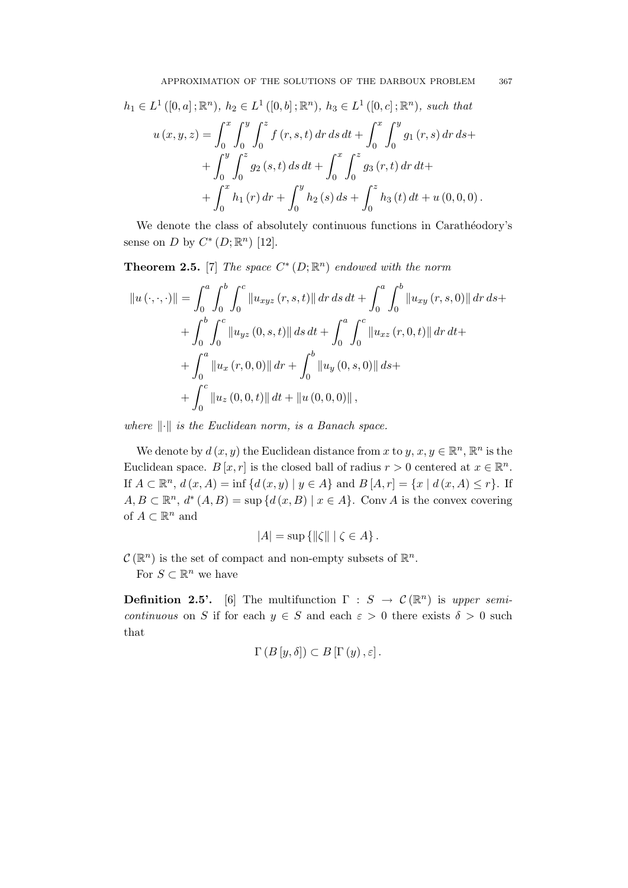*$h_1 \in L^1([0,a];\mathbb{R}^n)$, $h_2 \in L^1([0,b];\mathbb{R}^n)$, $h_3 \in L^1([0,c];\mathbb{R}^n)$, such that*

$$\begin{aligned} u(x,y,z) = &\int_0^x \int_0^y \int_0^z f(r,s,t)\,dr\,ds\,dt + \int_0^x \int_0^y g_1(r,s)\,dr\,ds + \\ &+ \int_0^y \int_0^z g_2(s,t)\,ds\,dt + \int_0^x \int_0^z g_3(r,t)\,dr\,dt + \\ &+ \int_0^x h_1(r)\,dr + \int_0^y h_2(s)\,ds + \int_0^z h_3(t)\,dt + u(0,0,0). \end{aligned}$$

We denote the class of absolutely continuous functions in Carathéodory's sense on $D$ by $C^*(D;\mathbb{R}^n)$ [12].

**Theorem 2.5.** [7] *The space $C^*(D;\mathbb{R}^n)$ endowed with the norm*

$$\begin{aligned} \|u(\cdot,\cdot,\cdot)\| = &\int_0^a \int_0^b \int_0^c \|u_{xyz}(r,s,t)\|\,dr\,ds\,dt + \int_0^a \int_0^b \|u_{xy}(r,s,0)\|\,dr\,ds + \\ &+ \int_0^b \int_0^c \|u_{yz}(0,s,t)\|\,ds\,dt + \int_0^a \int_0^c \|u_{xz}(r,0,t)\|\,dr\,dt + \\ &+ \int_0^a \|u_x(r,0,0)\|\,dr + \int_0^b \|u_y(0,s,0)\|\,ds + \\ &+ \int_0^c \|u_z(0,0,t)\|\,dt + \|u(0,0,0)\|, \end{aligned}$$

*where $\|\cdot\|$ is the Euclidean norm, is a Banach space.*

We denote by $d(x,y)$ the Euclidean distance from $x$ to $y$, $x,y \in \mathbb{R}^n$, $\mathbb{R}^n$ is the Euclidean space. $B[x,r]$ is the closed ball of radius $r > 0$ centered at $x \in \mathbb{R}^n$. If $A \subset \mathbb{R}^n$, $d(x,A) = \inf\{d(x,y) \mid y \in A\}$ and $B[A,r] = \{x \mid d(x,A) \leq r\}$. If $A, B \subset \mathbb{R}^n$, $d^*(A,B) = \sup\{d(x,B) \mid x \in A\}$. Conv $A$ is the convex covering of $A \subset \mathbb{R}^n$ and

$$|A| = \sup\{\|\zeta\| \mid \zeta \in A\}.$$

$\mathcal{C}(\mathbb{R}^n)$ is the set of compact and non-empty subsets of $\mathbb{R}^n$.

For $S \subset \mathbb{R}^n$ we have

**Definition 2.5'.** [6] The multifunction $\Gamma : S \to \mathcal{C}(\mathbb{R}^n)$ is *upper semi-continuous* on $S$ if for each $y \in S$ and each $\varepsilon > 0$ there exists $\delta > 0$ such that

$$\Gamma(B[y,\delta]) \subset B[\Gamma(y),\varepsilon].$$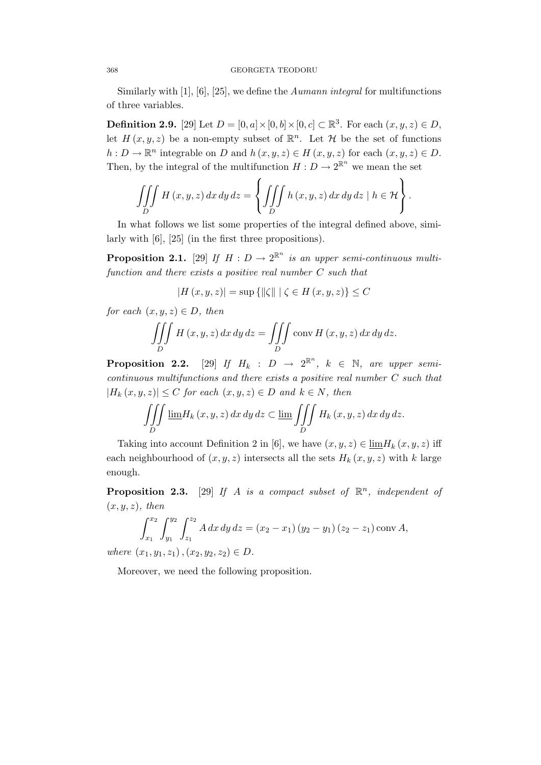Similarly with [1], [6], [25], we define the *Aumann integral* for multifunctions of three variables.

**Definition 2.9.** [29] Let $D = [0,a] \times [0,b] \times [0,c] \subset \mathbb{R}^3$. For each $(x,y,z) \in D$, let $H(x,y,z)$ be a non-empty subset of $\mathbb{R}^n$. Let $\mathcal{H}$ be the set of functions $h : D \to \mathbb{R}^n$ integrable on $D$ and $h(x,y,z) \in H(x,y,z)$ for each $(x,y,z) \in D$. Then, by the integral of the multifunction $H : D \to 2^{\mathbb{R}^n}$ we mean the set

$$\iiint\limits_D H(x,y,z)\,dx\,dy\,dz = \left\{ \iiint\limits_D h(x,y,z)\,dx\,dy\,dz \mid h \in \mathcal{H} \right\}.$$

In what follows we list some properties of the integral defined above, similarly with [6], [25] (in the first three propositions).

**Proposition 2.1.** [29] *If $H : D \to 2^{\mathbb{R}^n}$ is an upper semi-continuous multifunction and there exists a positive real number $C$ such that*

$$|H(x,y,z)| = \sup \{ \|\zeta\| \mid \zeta \in H(x,y,z) \} \le C$$

*for each $(x,y,z) \in D$, then*

$$\iiint\limits_D H(x,y,z)\,dx\,dy\,dz = \iiint\limits_D \operatorname{conv} H(x,y,z)\,dx\,dy\,dz.$$

**Proposition 2.2.** [29] *If $H_k : D \to 2^{\mathbb{R}^n}$, $k \in \mathbb{N}$, are upper semi-continuous multifunctions and there exists a positive real number $C$ such that $|H_k(x,y,z)| \le C$ for each $(x,y,z) \in D$ and $k \in N$, then*

$$\iiint\limits_D \underline{\lim} H_k(x,y,z)\,dx\,dy\,dz \subset \underline{\lim} \iiint\limits_D H_k(x,y,z)\,dx\,dy\,dz.$$

Taking into account Definition 2 in [6], we have $(x,y,z) \in \underline{\lim} H_k(x,y,z)$ iff each neighbourhood of $(x,y,z)$ intersects all the sets $H_k(x,y,z)$ with $k$ large enough.

**Proposition 2.3.** [29] *If $A$ is a compact subset of $\mathbb{R}^n$, independent of $(x,y,z)$, then*

$$\int_{x_1}^{x_2} \int_{y_1}^{y_2} \int_{z_1}^{z_2} A\,dx\,dy\,dz = (x_2 - x_1)(y_2 - y_1)(z_2 - z_1) \operatorname{conv} A,$$

*where $(x_1, y_1, z_1), (x_2, y_2, z_2) \in D$.*

Moreover, we need the following proposition.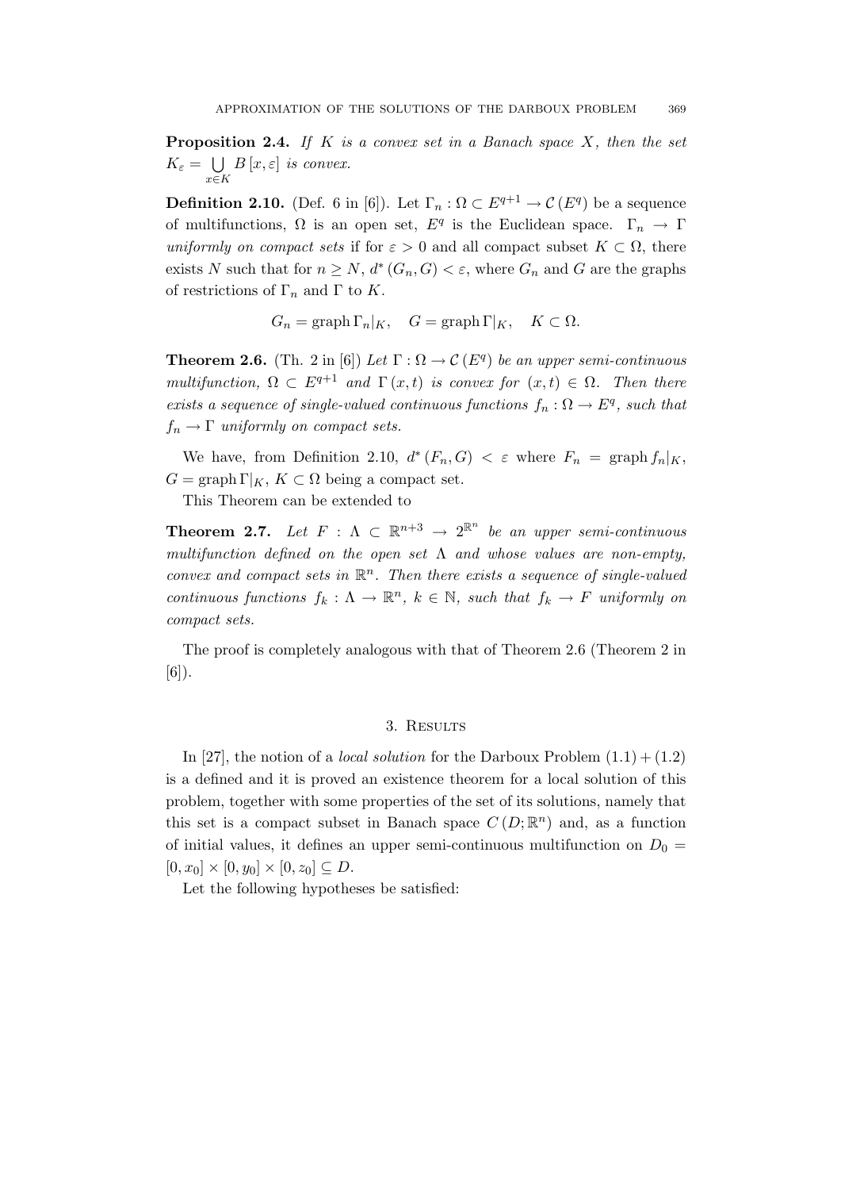**Proposition 2.4.** *If $K$ is a convex set in a Banach space $X$, then the set $K_\varepsilon = \bigcup_{x \in K} B[x, \varepsilon]$ is convex.*

**Definition 2.10.** (Def. 6 in [6]). Let $\Gamma_n : \Omega \subset E^{q+1} \to \mathcal{C}(E^q)$ be a sequence of multifunctions, $\Omega$ is an open set, $E^q$ is the Euclidean space. $\Gamma_n \to \Gamma$ *uniformly on compact sets* if for $\varepsilon > 0$ and all compact subset $K \subset \Omega$, there exists $N$ such that for $n \geq N$, $d^*(G_n, G) < \varepsilon$, where $G_n$ and $G$ are the graphs of restrictions of $\Gamma_n$ and $\Gamma$ to $K$.

$$G_n = \operatorname{graph} \Gamma_n|_K, \quad G = \operatorname{graph} \Gamma|_K, \quad K \subset \Omega.$$

**Theorem 2.6.** (Th. 2 in [6]) *Let $\Gamma : \Omega \to \mathcal{C}(E^q)$ be an upper semi-continuous multifunction, $\Omega \subset E^{q+1}$ and $\Gamma(x,t)$ is convex for $(x,t) \in \Omega$. Then there exists a sequence of single-valued continuous functions $f_n : \Omega \to E^q$, such that $f_n \to \Gamma$ uniformly on compact sets.*

We have, from Definition 2.10, $d^*(F_n, G) < \varepsilon$ where $F_n = \operatorname{graph} f_n|_K$, $G = \operatorname{graph} \Gamma|_K$, $K \subset \Omega$ being a compact set.

This Theorem can be extended to

**Theorem 2.7.** *Let $F : \Lambda \subset \mathbb{R}^{n+3} \to 2^{\mathbb{R}^n}$ be an upper semi-continuous multifunction defined on the open set $\Lambda$ and whose values are non-empty, convex and compact sets in $\mathbb{R}^n$. Then there exists a sequence of single-valued continuous functions $f_k : \Lambda \to \mathbb{R}^n$, $k \in \mathbb{N}$, such that $f_k \to F$ uniformly on compact sets.*

The proof is completely analogous with that of Theorem 2.6 (Theorem 2 in [6]).

## 3. Results

In [27], the notion of a *local solution* for the Darboux Problem $(1.1) + (1.2)$ is a defined and it is proved an existence theorem for a local solution of this problem, together with some properties of the set of its solutions, namely that this set is a compact subset in Banach space $C(D; \mathbb{R}^n)$ and, as a function of initial values, it defines an upper semi-continuous multifunction on $D_0 = [0, x_0] \times [0, y_0] \times [0, z_0] \subseteq D$.

Let the following hypotheses be satisfied: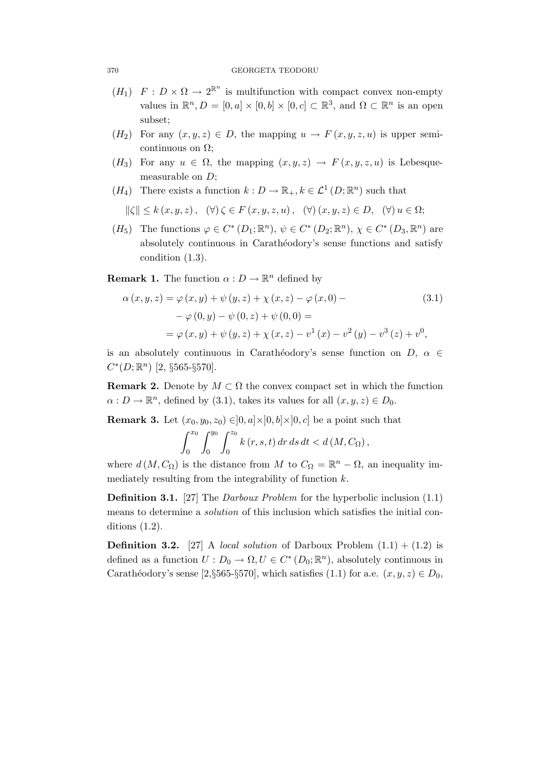- $(H_1)$ $F : D \times \Omega \to 2^{\mathbb{R}^n}$ is multifunction with compact convex non-empty values in $\mathbb{R}^n$, $D = [0,a] \times [0,b] \times [0,c] \subset \mathbb{R}^3$, and $\Omega \subset \mathbb{R}^n$ is an open subset;
- $(H_2)$ For any $(x,y,z) \in D$, the mapping $u \to F(x,y,z,u)$ is upper semi-continuous on $\Omega$;
- $(H_3)$ For any $u \in \Omega$, the mapping $(x,y,z) \to F(x,y,z,u)$ is Lebesque-measurable on $D$;
- $(H_4)$ There exists a function $k : D \to \mathbb{R}_+$, $k \in \mathcal{L}^1(D;\mathbb{R}^n)$ such that

  $\|\zeta\| \leq k(x,y,z), \quad (\forall)\, \zeta \in F(x,y,z,u), \quad (\forall)\,(x,y,z) \in D, \quad (\forall)\, u \in \Omega;$
- $(H_5)$ The functions $\varphi \in C^*(D_1;\mathbb{R}^n)$, $\psi \in C^*(D_2;\mathbb{R}^n)$, $\chi \in C^*(D_3,\mathbb{R}^n)$ are absolutely continuous in Carathéodory's sense functions and satisfy condition (1.3).

**Remark 1.** The function $\alpha : D \to \mathbb{R}^n$ defined by

$$\begin{aligned}
\alpha(x,y,z) &= \varphi(x,y) + \psi(y,z) + \chi(x,z) - \varphi(x,0) - \\
&\quad - \varphi(0,y) - \psi(0,z) + \psi(0,0) = \\
&= \varphi(x,y) + \psi(y,z) + \chi(x,z) - v^1(x) - v^2(y) - v^3(z) + v^0,
\end{aligned} \tag{3.1}$$

is an absolutely continuous in Carathéodory's sense function on $D$, $\alpha \in C^*(D;\mathbb{R}^n)$ [2, §565-§570].

**Remark 2.** Denote by $M \subset \Omega$ the convex compact set in which the function $\alpha : D \to \mathbb{R}^n$, defined by (3.1), takes its values for all $(x,y,z) \in D_0$.

**Remark 3.** Let $(x_0,y_0,z_0) \in ]0,a] \times ]0,b] \times ]0,c]$ be a point such that

$$\int_0^{x_0} \int_0^{y_0} \int_0^{z_0} k(r,s,t)\, dr\, ds\, dt < d(M, C_\Omega),$$

where $d(M,C_\Omega)$ is the distance from $M$ to $C_\Omega = \mathbb{R}^n - \Omega$, an inequality immediately resulting from the integrability of function $k$.

**Definition 3.1.** [27] The *Darboux Problem* for the hyperbolic inclusion (1.1) means to determine a *solution* of this inclusion which satisfies the initial conditions (1.2).

**Definition 3.2.** [27] A *local solution* of Darboux Problem (1.1) + (1.2) is defined as a function $U : D_0 \to \Omega, U \in C^*(D_0;\mathbb{R}^n)$, absolutely continuous in Carathéodory's sense [2,§565-§570], which satisfies (1.1) for a.e. $(x,y,z) \in D_0$,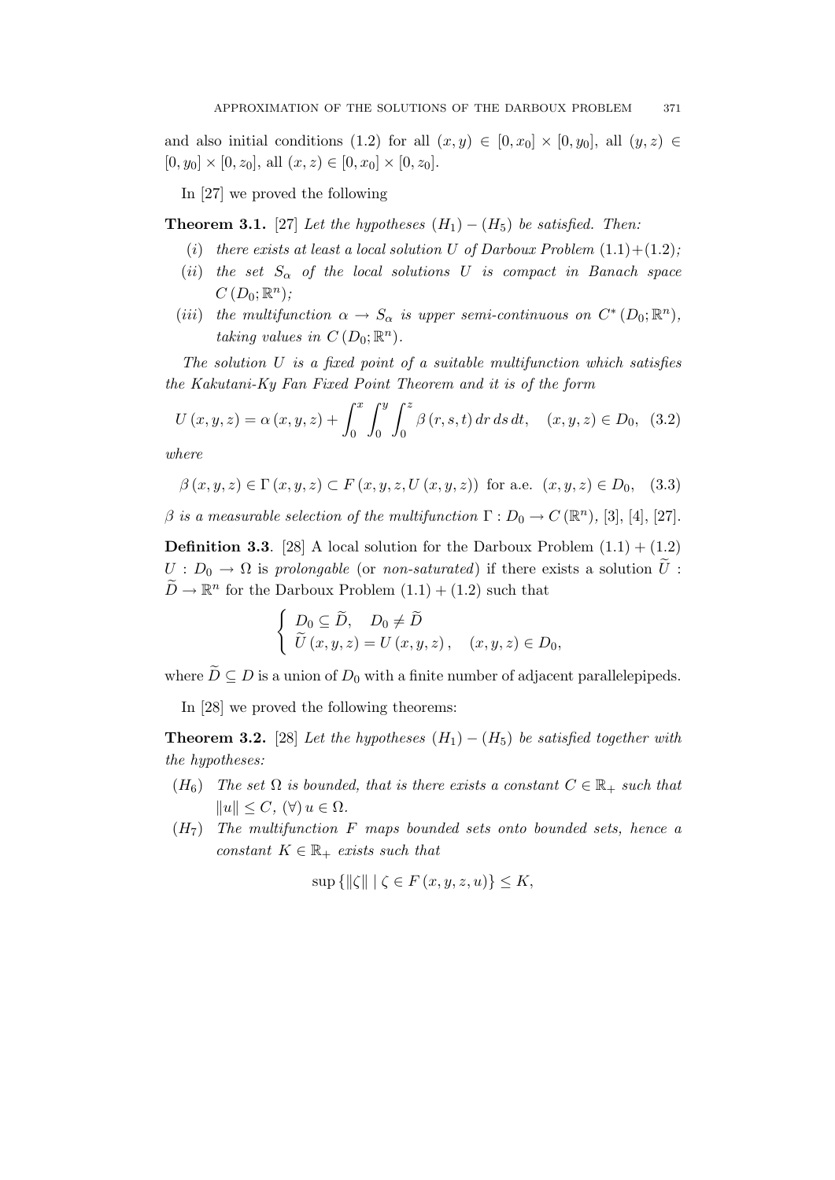and also initial conditions (1.2) for all $(x, y) \in [0, x_0] \times [0, y_0]$, all $(y, z) \in [0, y_0] \times [0, z_0]$, all $(x, z) \in [0, x_0] \times [0, z_0]$.

In [27] we proved the following

**Theorem 3.1.** [27] *Let the hypotheses $(H_1) - (H_5)$ be satisfied. Then:*

- $(i)$ *there exists at least a local solution $U$ of Darboux Problem (1.1)+(1.2);*
- $(ii)$ *the set $S_\alpha$ of the local solutions $U$ is compact in Banach space $C(D_0; \mathbb{R}^n)$;*
- $(iii)$ *the multifunction $\alpha \to S_\alpha$ is upper semi-continuous on $C^*(D_0; \mathbb{R}^n)$, taking values in $C(D_0; \mathbb{R}^n)$.*

*The solution $U$ is a fixed point of a suitable multifunction which satisfies the Kakutani-Ky Fan Fixed Point Theorem and it is of the form*

$$U(x, y, z) = \alpha(x, y, z) + \int_0^x \int_0^y \int_0^z \beta(r, s, t)\, dr\, ds\, dt, \quad (x, y, z) \in D_0, \quad (3.2)$$

*where*

$$\beta(x, y, z) \in \Gamma(x, y, z) \subset F(x, y, z, U(x, y, z)) \text{ for a.e. } (x, y, z) \in D_0, \quad (3.3)$$

*$\beta$ is a measurable selection of the multifunction $\Gamma : D_0 \to C(\mathbb{R}^n)$,* [3], [4], [27].

**Definition 3.3**. [28] A local solution for the Darboux Problem (1.1) + (1.2) $U : D_0 \to \Omega$ is *prolongable* (or *non-saturated*) if there exists a solution $\widetilde{U} : \widetilde{D} \to \mathbb{R}^n$ for the Darboux Problem (1.1) + (1.2) such that

$$\begin{cases} D_0 \subseteq \widetilde{D}, \quad D_0 \neq \widetilde{D} \\ \widetilde{U}(x, y, z) = U(x, y, z), \quad (x, y, z) \in D_0, \end{cases}$$

where $\widetilde{D} \subseteq D$ is a union of $D_0$ with a finite number of adjacent parallelepipeds.

In [28] we proved the following theorems:

**Theorem 3.2.** [28] *Let the hypotheses $(H_1) - (H_5)$ be satisfied together with the hypotheses:*

- $(H_6)$ *The set $\Omega$ is bounded, that is there exists a constant $C \in \mathbb{R}_+$ such that $\|u\| \leq C$, $(\forall)\, u \in \Omega$.*
- $(H_7)$ *The multifunction $F$ maps bounded sets onto bounded sets, hence a constant $K \in \mathbb{R}_+$ exists such that*

$$\sup \{\|\zeta\| \mid \zeta \in F(x, y, z, u)\} \leq K,$$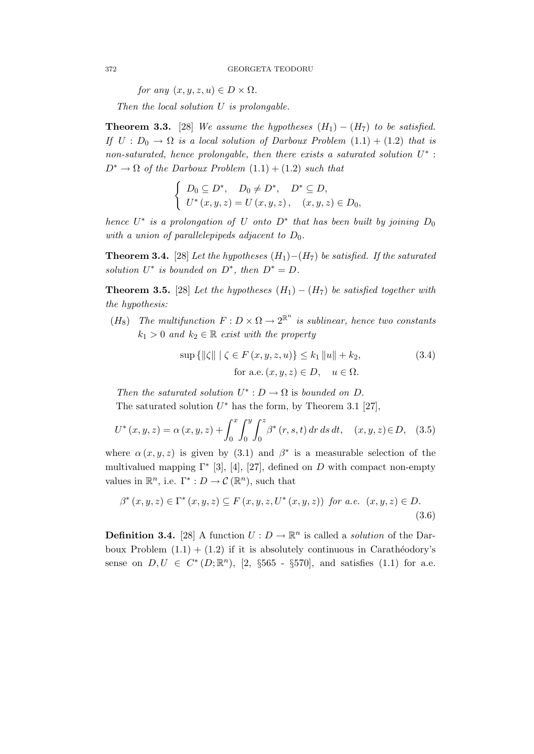*for any* $(x, y, z, u) \in D \times \Omega$.

*Then the local solution* $U$ *is prolongable.*

**Theorem 3.3.** [28] *We assume the hypotheses* $(H_1) - (H_7)$ *to be satisfied. If* $U : D_0 \to \Omega$ *is a local solution of Darboux Problem* $(1.1) + (1.2)$ *that is non-saturated, hence prolongable, then there exists a saturated solution* $U^* : D^* \to \Omega$ *of the Darboux Problem* $(1.1) + (1.2)$ *such that*

$$\begin{cases} D_0 \subseteq D^*, \quad D_0 \neq D^*, \quad D^* \subseteq D, \\ U^*(x, y, z) = U(x, y, z), \quad (x, y, z) \in D_0, \end{cases}$$

*hence* $U^*$ *is a prolongation of* $U$ *onto* $D^*$ *that has been built by joining* $D_0$ *with a union of parallelepipeds adjacent to* $D_0$.

**Theorem 3.4.** [28] *Let the hypotheses* $(H_1)-(H_7)$ *be satisfied. If the saturated solution* $U^*$ *is bounded on* $D^*$, *then* $D^* = D$.

**Theorem 3.5.** [28] *Let the hypotheses* $(H_1) - (H_7)$ *be satisfied together with the hypothesis:*

$(H_8)$ *The multifunction* $F : D \times \Omega \to 2^{\mathbb{R}^n}$ *is sublinear, hence two constants* $k_1 > 0$ *and* $k_2 \in \mathbb{R}$ *exist with the property*

$$\sup \{ \|\zeta\| \mid \zeta \in F(x, y, z, u) \} \leq k_1 \|u\| + k_2, \qquad \text{for a.e.} \, (x, y, z) \in D, \quad u \in \Omega. \tag{3.4}$$

*Then the saturated solution* $U^* : D \to \Omega$ is *bounded on* $D$.

The saturated solution $U^*$ has the form, by Theorem 3.1 [27],

$$U^*(x, y, z) = \alpha(x, y, z) + \int_0^x \int_0^y \int_0^z \beta^*(r, s, t) \, dr \, ds \, dt, \quad (x, y, z) \in D, \tag{3.5}$$

where $\alpha(x, y, z)$ is given by (3.1) and $\beta^*$ is a measurable selection of the multivalued mapping $\Gamma^*$ [3], [4], [27], defined on $D$ with compact non-empty values in $\mathbb{R}^n$, i.e. $\Gamma^* : D \to \mathcal{C}(\mathbb{R}^n)$, such that

$$\beta^*(x, y, z) \in \Gamma^*(x, y, z) \subseteq F(x, y, z, U^*(x, y, z)) \text{ for a.e. } (x, y, z) \in D. \tag{3.6}$$

**Definition 3.4.** [28] A function $U : D \to \mathbb{R}^n$ is called a *solution* of the Darboux Problem $(1.1) + (1.2)$ if it is absolutely continuous in Carathéodory's sense on $D, U \in C^*(D; \mathbb{R}^n)$, [2, §565 - §570], and satisfies (1.1) for a.e.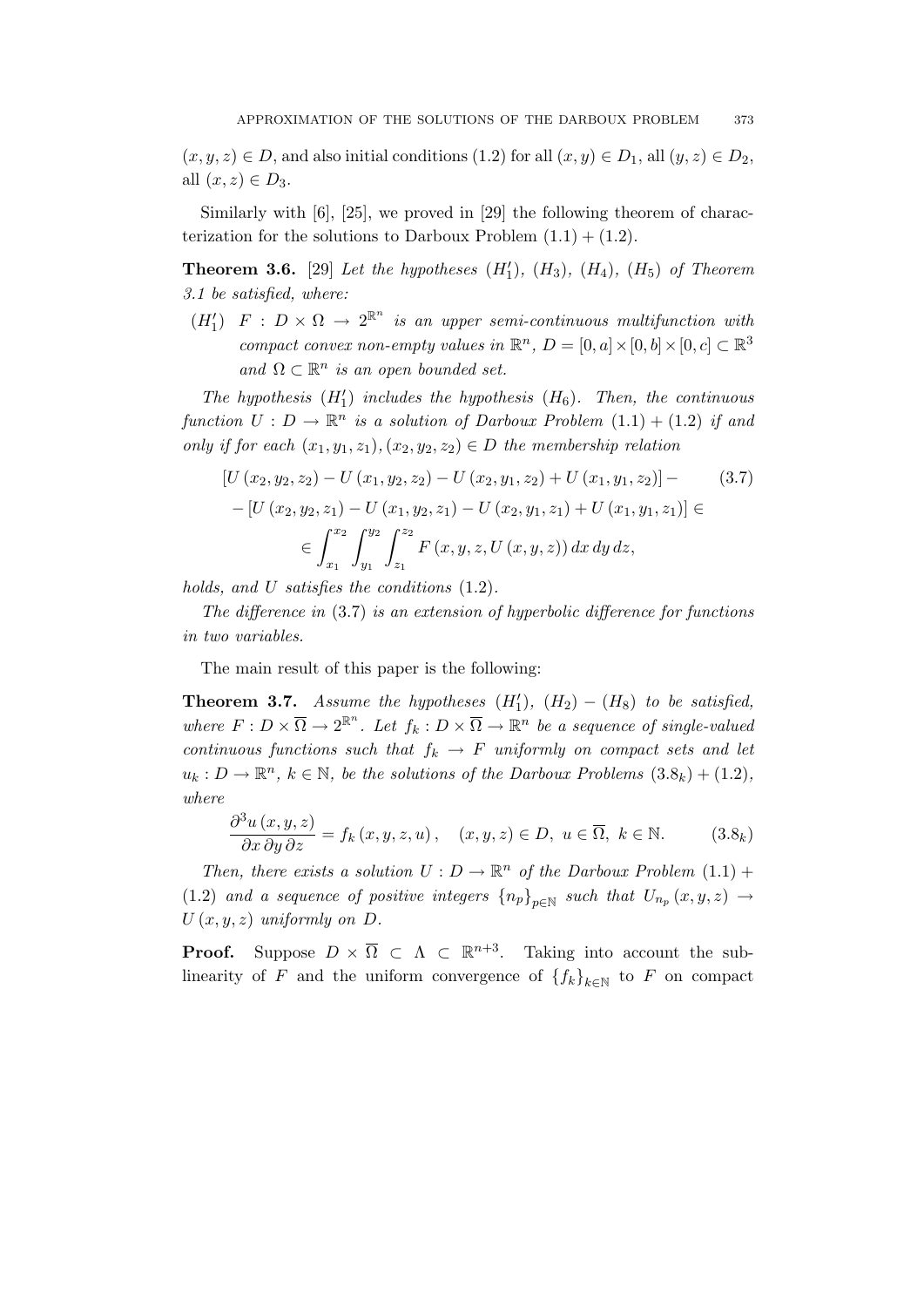$(x, y, z) \in D$, and also initial conditions (1.2) for all $(x, y) \in D_1$, all $(y, z) \in D_2$, all $(x, z) \in D_3$.

Similarly with [6], [25], we proved in [29] the following theorem of characterization for the solutions to Darboux Problem (1.1) + (1.2).

**Theorem 3.6.** [29] *Let the hypotheses $(H_1')$, $(H_3)$, $(H_4)$, $(H_5)$ of Theorem 3.1 be satisfied, where:*

$(H_1')$ *$F : D \times \Omega \to 2^{\mathbb{R}^n}$ is an upper semi-continuous multifunction with compact convex non-empty values in $\mathbb{R}^n$, $D = [0, a] \times [0, b] \times [0, c] \subset \mathbb{R}^3$ and $\Omega \subset \mathbb{R}^n$ is an open bounded set.*

*The hypothesis $(H_1')$ includes the hypothesis $(H_6)$. Then, the continuous function $U : D \to \mathbb{R}^n$ is a solution of Darboux Problem (1.1) + (1.2) if and only if for each $(x_1, y_1, z_1), (x_2, y_2, z_2) \in D$ the membership relation*

$$
\begin{aligned}
&[U(x_2, y_2, z_2) - U(x_1, y_2, z_2) - U(x_2, y_1, z_2) + U(x_1, y_1, z_2)] - \\
&- [U(x_2, y_2, z_1) - U(x_1, y_2, z_1) - U(x_2, y_1, z_1) + U(x_1, y_1, z_1)] \in \\
&\in \int_{x_1}^{x_2} \int_{y_1}^{y_2} \int_{z_1}^{z_2} F(x, y, z, U(x, y, z))\, dx\, dy\, dz,
\end{aligned}
\tag{3.7}
$$

*holds, and $U$ satisfies the conditions (1.2).*

*The difference in (3.7) is an extension of hyperbolic difference for functions in two variables.*

The main result of this paper is the following:

**Theorem 3.7.** *Assume the hypotheses $(H_1')$, $(H_2) - (H_8)$ to be satisfied, where $F : D \times \overline{\Omega} \to 2^{\mathbb{R}^n}$. Let $f_k : D \times \overline{\Omega} \to \mathbb{R}^n$ be a sequence of single-valued continuous functions such that $f_k \to F$ uniformly on compact sets and let $u_k : D \to \mathbb{R}^n$, $k \in \mathbb{N}$, be the solutions of the Darboux Problems $(3.8_k) + (1.2)$, where*

$$
\frac{\partial^3 u(x, y, z)}{\partial x\, \partial y\, \partial z} = f_k(x, y, z, u), \quad (x, y, z) \in D,\ u \in \overline{\Omega},\ k \in \mathbb{N}. \tag{$3.8_k$}
$$

*Then, there exists a solution $U : D \to \mathbb{R}^n$ of the Darboux Problem (1.1) + (1.2) and a sequence of positive integers $\{n_p\}_{p \in \mathbb{N}}$ such that $U_{n_p}(x, y, z) \to U(x, y, z)$ uniformly on $D$.*

**Proof.** Suppose $D \times \overline{\Omega} \subset \Lambda \subset \mathbb{R}^{n+3}$. Taking into account the sublinearity of $F$ and the uniform convergence of $\{f_k\}_{k \in \mathbb{N}}$ to $F$ on compact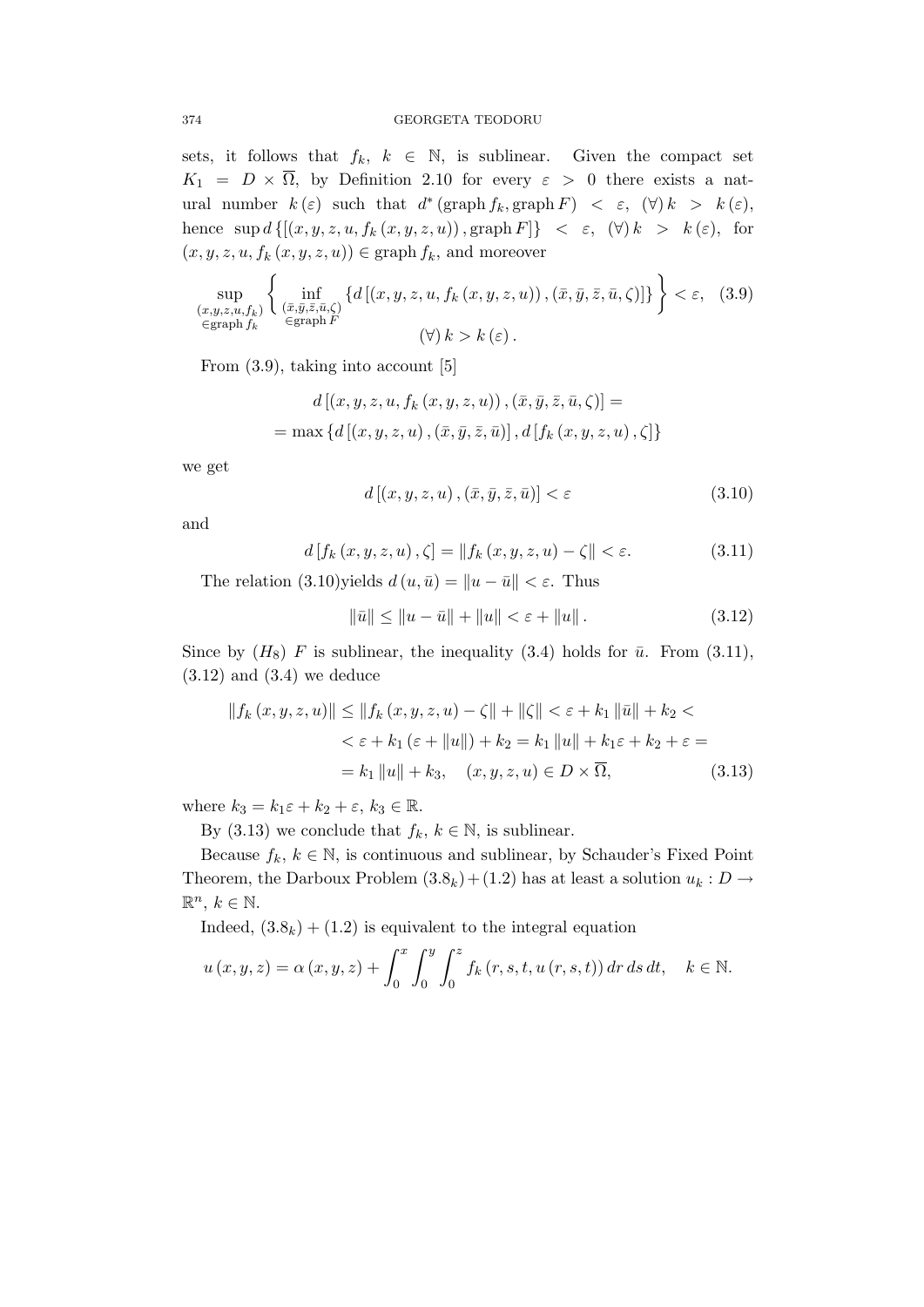sets, it follows that $f_k$, $k \in \mathbb{N}$, is sublinear. Given the compact set $K_1 = D \times \overline{\Omega}$, by Definition 2.10 for every $\varepsilon > 0$ there exists a natural number $k(\varepsilon)$ such that $d^*(\operatorname{graph} f_k, \operatorname{graph} F) < \varepsilon$, $(\forall)\, k > k(\varepsilon)$, hence $\sup d\{[(x,y,z,u,f_k(x,y,z,u)), \operatorname{graph} F]\} < \varepsilon$, $(\forall)\, k > k(\varepsilon)$, for $(x,y,z,u,f_k(x,y,z,u)) \in \operatorname{graph} f_k$, and moreover

$$\sup_{\substack{(x,y,z,u,f_k) \\ \in \operatorname{graph} f_k}} \left\{ \inf_{\substack{(\bar{x},\bar{y},\bar{z},\bar{u},\zeta) \\ \in \operatorname{graph} F}} \{d[(x,y,z,u,f_k(x,y,z,u)),(\bar{x},\bar{y},\bar{z},\bar{u},\zeta)]\} \right\} < \varepsilon, \quad (\forall)\, k > k(\varepsilon). \tag{3.9}$$

From (3.9), taking into account [5]

$$\begin{aligned} &d[(x,y,z,u,f_k(x,y,z,u)),(\bar{x},\bar{y},\bar{z},\bar{u},\zeta)] = \\ &= \max\{d[(x,y,z,u),(\bar{x},\bar{y},\bar{z},\bar{u})], d[f_k(x,y,z,u),\zeta]\} \end{aligned}$$

we get

$$d[(x,y,z,u),(\bar{x},\bar{y},\bar{z},\bar{u})] < \varepsilon \tag{3.10}$$

and

$$d[f_k(x,y,z,u),\zeta] = \|f_k(x,y,z,u) - \zeta\| < \varepsilon. \tag{3.11}$$

The relation (3.10)yields $d(u,\bar{u}) = \|u - \bar{u}\| < \varepsilon$. Thus

$$\|\bar{u}\| \le \|u - \bar{u}\| + \|u\| < \varepsilon + \|u\|. \tag{3.12}$$

Since by $(H_8)$ $F$ is sublinear, the inequality (3.4) holds for $\bar{u}$. From (3.11), (3.12) and (3.4) we deduce

$$\begin{aligned} \|f_k(x,y,z,u)\| &\le \|f_k(x,y,z,u) - \zeta\| + \|\zeta\| < \varepsilon + k_1\|\bar{u}\| + k_2 < \\ &< \varepsilon + k_1(\varepsilon + \|u\|) + k_2 = k_1\|u\| + k_1\varepsilon + k_2 + \varepsilon = \\ &= k_1\|u\| + k_3, \quad (x,y,z,u) \in D \times \overline{\Omega}, \end{aligned} \tag{3.13}$$

where $k_3 = k_1\varepsilon + k_2 + \varepsilon$, $k_3 \in \mathbb{R}$.

By (3.13) we conclude that $f_k$, $k \in \mathbb{N}$, is sublinear.

Because $f_k$, $k \in \mathbb{N}$, is continuous and sublinear, by Schauder's Fixed Point Theorem, the Darboux Problem $(3.8_k) + (1.2)$ has at least a solution $u_k : D \to \mathbb{R}^n$, $k \in \mathbb{N}$.

Indeed, $(3.8_k) + (1.2)$ is equivalent to the integral equation

$$u(x,y,z) = \alpha(x,y,z) + \int_0^x \int_0^y \int_0^z f_k(r,s,t,u(r,s,t))\, dr\, ds\, dt, \quad k \in \mathbb{N}.$$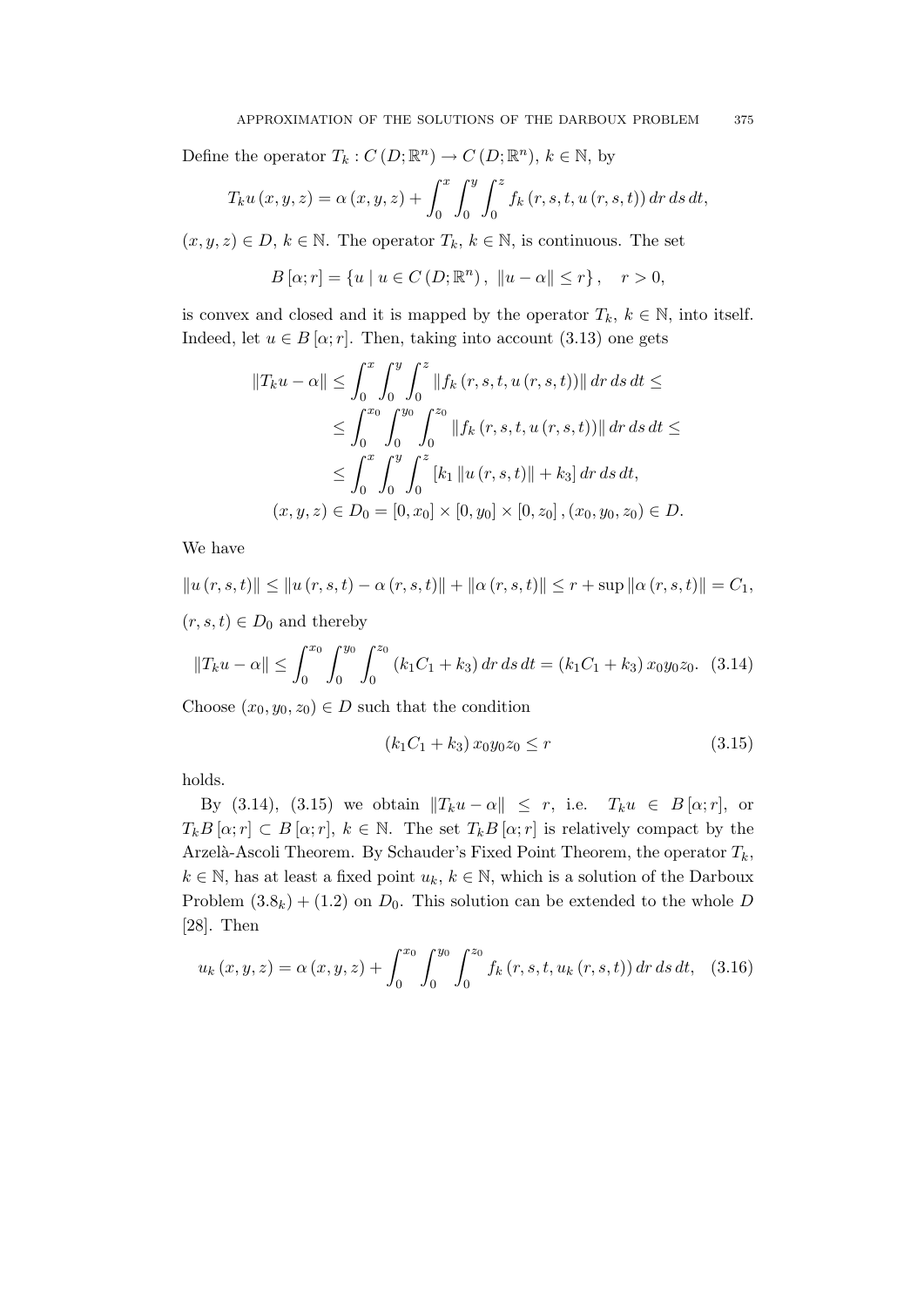Define the operator $T_k : C(D;\mathbb{R}^n) \to C(D;\mathbb{R}^n)$, $k \in \mathbb{N}$, by

$$T_k u(x,y,z) = \alpha(x,y,z) + \int_0^x \int_0^y \int_0^z f_k(r,s,t,u(r,s,t))\,dr\,ds\,dt,$$

$(x,y,z) \in D$, $k \in \mathbb{N}$. The operator $T_k$, $k \in \mathbb{N}$, is continuous. The set

$$B[\alpha;r] = \{u \mid u \in C(D;\mathbb{R}^n),\ \|u-\alpha\| \le r\}, \quad r > 0,$$

is convex and closed and it is mapped by the operator $T_k$, $k \in \mathbb{N}$, into itself. Indeed, let $u \in B[\alpha;r]$. Then, taking into account (3.13) one gets

$$\begin{aligned}
\|T_k u - \alpha\| &\le \int_0^x \int_0^y \int_0^z \|f_k(r,s,t,u(r,s,t))\|\,dr\,ds\,dt \le \\
&\le \int_0^{x_0} \int_0^{y_0} \int_0^{z_0} \|f_k(r,s,t,u(r,s,t))\|\,dr\,ds\,dt \le \\
&\le \int_0^x \int_0^y \int_0^z [k_1 \|u(r,s,t)\| + k_3]\,dr\,ds\,dt,
\end{aligned}$$

$$(x,y,z) \in D_0 = [0,x_0] \times [0,y_0] \times [0,z_0],\ (x_0,y_0,z_0) \in D.$$

We have

$$\|u(r,s,t)\| \le \|u(r,s,t) - \alpha(r,s,t)\| + \|\alpha(r,s,t)\| \le r + \sup\|\alpha(r,s,t)\| = C_1,$$

$(r,s,t) \in D_0$ and thereby

$$\|T_k u - \alpha\| \le \int_0^{x_0} \int_0^{y_0} \int_0^{z_0} (k_1 C_1 + k_3)\,dr\,ds\,dt = (k_1 C_1 + k_3)\,x_0 y_0 z_0. \quad (3.14)$$

Choose $(x_0,y_0,z_0) \in D$ such that the condition

$$(k_1 C_1 + k_3)\,x_0 y_0 z_0 \le r \quad (3.15)$$

holds.

By (3.14), (3.15) we obtain $\|T_k u - \alpha\| \le r$, i.e. $T_k u \in B[\alpha;r]$, or $T_k B[\alpha;r] \subset B[\alpha;r]$, $k \in \mathbb{N}$. The set $T_k B[\alpha;r]$ is relatively compact by the Arzelà-Ascoli Theorem. By Schauder's Fixed Point Theorem, the operator $T_k$, $k \in \mathbb{N}$, has at least a fixed point $u_k$, $k \in \mathbb{N}$, which is a solution of the Darboux Problem $(3.8_k) + (1.2)$ on $D_0$. This solution can be extended to the whole $D$ [28]. Then

$$u_k(x,y,z) = \alpha(x,y,z) + \int_0^{x_0} \int_0^{y_0} \int_0^{z_0} f_k(r,s,t,u_k(r,s,t))\,dr\,ds\,dt, \quad (3.16)$$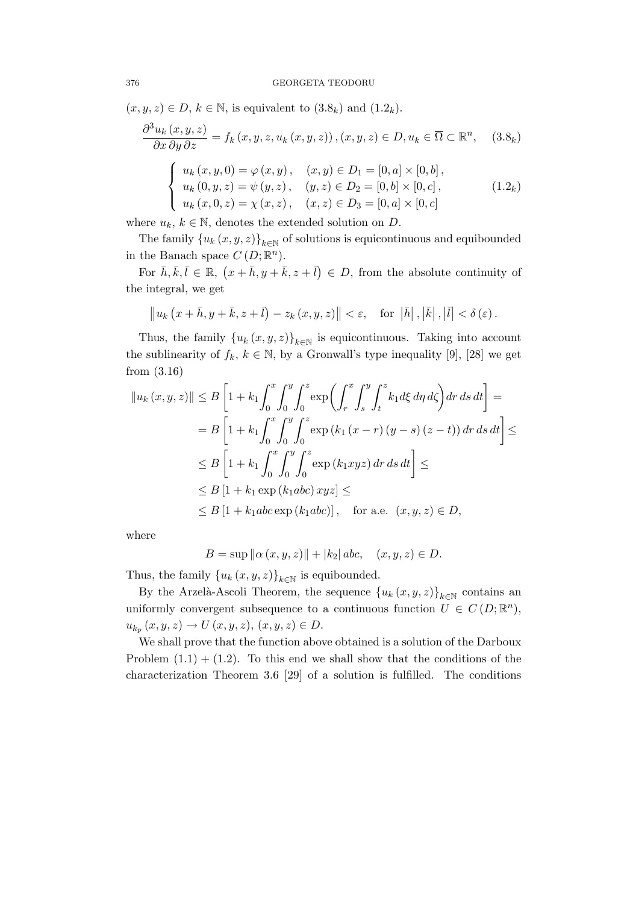$(x, y, z) \in D$, $k \in \mathbb{N}$, is equivalent to $(3.8_k)$ and $(1.2_k)$.

$$\frac{\partial^3 u_k(x,y,z)}{\partial x\, \partial y\, \partial z} = f_k(x,y,z,u_k(x,y,z)),(x,y,z) \in D, u_k \in \overline{\Omega} \subset \mathbb{R}^n, \quad (3.8_k)$$

$$\begin{cases} u_k(x,y,0) = \varphi(x,y), & (x,y) \in D_1 = [0,a] \times [0,b], \\ u_k(0,y,z) = \psi(y,z), & (y,z) \in D_2 = [0,b] \times [0,c], \\ u_k(x,0,z) = \chi(x,z), & (x,z) \in D_3 = [0,a] \times [0,c] \end{cases} \quad (1.2_k)$$

where $u_k$, $k \in \mathbb{N}$, denotes the extended solution on $D$.

The family $\{u_k(x,y,z)\}_{k \in \mathbb{N}}$ of solutions is equicontinuous and equibounded in the Banach space $C(D; \mathbb{R}^n)$.

For $\bar{h}, \bar{k}, \bar{l} \in \mathbb{R}$, $(x+\bar{h}, y+\bar{k}, z+\bar{l}) \in D$, from the absolute continuity of the integral, we get

$$\left\| u_k\left(x+\bar{h}, y+\bar{k}, z+\bar{l}\right) - z_k(x,y,z) \right\| < \varepsilon, \quad \text{for } \left|\bar{h}\right|, \left|\bar{k}\right|, \left|\bar{l}\right| < \delta(\varepsilon).$$

Thus, the family $\{u_k(x,y,z)\}_{k \in \mathbb{N}}$ is equicontinuous. Taking into account the sublinearity of $f_k$, $k \in \mathbb{N}$, by a Gronwall's type inequality [9], [28] we get from (3.16)

$$\begin{aligned}
\|u_k(x,y,z)\| &\leq B\left[1 + k_1 \int_0^x \int_0^y \int_0^z \exp\left(\int_r^x \int_s^y \int_t^z k_1 d\xi\, d\eta\, d\zeta\right) dr\, ds\, dt\right] = \\
&= B\left[1 + k_1 \int_0^x \int_0^y \int_0^z \exp\left(k_1(x-r)(y-s)(z-t)\right) dr\, ds\, dt\right] \leq \\
&\leq B\left[1 + k_1 \int_0^x \int_0^y \int_0^z \exp\left(k_1 xyz\right) dr\, ds\, dt\right] \leq \\
&\leq B\left[1 + k_1 \exp\left(k_1 abc\right) xyz\right] \leq \\
&\leq B\left[1 + k_1 abc \exp\left(k_1 abc\right)\right], \quad \text{for a.e. } (x,y,z) \in D,
\end{aligned}$$

where

$$B = \sup \|\alpha(x,y,z)\| + |k_2|\, abc, \quad (x,y,z) \in D.$$

Thus, the family $\{u_k(x,y,z)\}_{k \in \mathbb{N}}$ is equibounded.

By the Arzelà-Ascoli Theorem, the sequence $\{u_k(x,y,z)\}_{k \in \mathbb{N}}$ contains an uniformly convergent subsequence to a continuous function $U \in C(D; \mathbb{R}^n)$, $u_{k_p}(x,y,z) \to U(x,y,z)$, $(x,y,z) \in D$.

We shall prove that the function above obtained is a solution of the Darboux Problem (1.1) + (1.2). To this end we shall show that the conditions of the characterization Theorem 3.6 [29] of a solution is fulfilled. The conditions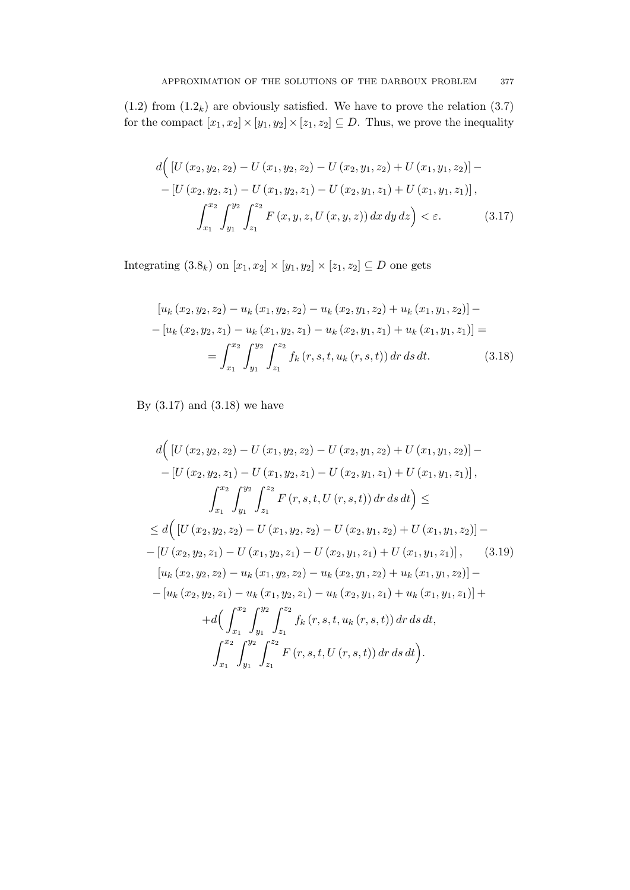(1.2) from ($1.2_k$) are obviously satisfied. We have to prove the relation (3.7) for the compact $[x_1, x_2] \times [y_1, y_2] \times [z_1, z_2] \subseteq D$. Thus, we prove the inequality

$$
\begin{gathered}
d\Big( \left[U\left(x_2, y_2, z_2\right) - U\left(x_1, y_2, z_2\right) - U\left(x_2, y_1, z_2\right) + U\left(x_1, y_1, z_2\right)\right] - \\
- \left[U\left(x_2, y_2, z_1\right) - U\left(x_1, y_2, z_1\right) - U\left(x_2, y_1, z_1\right) + U\left(x_1, y_1, z_1\right)\right], \\
\int_{x_1}^{x_2} \int_{y_1}^{y_2} \int_{z_1}^{z_2} F\left(x, y, z, U\left(x, y, z\right)\right) dx\, dy\, dz \Big) < \varepsilon. \qquad (3.17)
\end{gathered}
$$

Integrating ($3.8_k$) on $[x_1, x_2] \times [y_1, y_2] \times [z_1, z_2] \subseteq D$ one gets

$$
\begin{gathered}
\left[u_k\left(x_2, y_2, z_2\right) - u_k\left(x_1, y_2, z_2\right) - u_k\left(x_2, y_1, z_2\right) + u_k\left(x_1, y_1, z_2\right)\right] - \\
- \left[u_k\left(x_2, y_2, z_1\right) - u_k\left(x_1, y_2, z_1\right) - u_k\left(x_2, y_1, z_1\right) + u_k\left(x_1, y_1, z_1\right)\right] = \\
= \int_{x_1}^{x_2} \int_{y_1}^{y_2} \int_{z_1}^{z_2} f_k\left(r, s, t, u_k\left(r, s, t\right)\right) dr\, ds\, dt. \qquad (3.18)
\end{gathered}
$$

By (3.17) and (3.18) we have

$$
\begin{gathered}
d\Big( \left[U\left(x_2, y_2, z_2\right) - U\left(x_1, y_2, z_2\right) - U\left(x_2, y_1, z_2\right) + U\left(x_1, y_1, z_2\right)\right] - \\
- \left[U\left(x_2, y_2, z_1\right) - U\left(x_1, y_2, z_1\right) - U\left(x_2, y_1, z_1\right) + U\left(x_1, y_1, z_1\right)\right], \\
\int_{x_1}^{x_2} \int_{y_1}^{y_2} \int_{z_1}^{z_2} F\left(r, s, t, U\left(r, s, t\right)\right) dr\, ds\, dt \Big) \leq \\
\leq d\Big( \left[U\left(x_2, y_2, z_2\right) - U\left(x_1, y_2, z_2\right) - U\left(x_2, y_1, z_2\right) + U\left(x_1, y_1, z_2\right)\right] - \\
- \left[U\left(x_2, y_2, z_1\right) - U\left(x_1, y_2, z_1\right) - U\left(x_2, y_1, z_1\right) + U\left(x_1, y_1, z_1\right)\right], \qquad (3.19) \\
\left[u_k\left(x_2, y_2, z_2\right) - u_k\left(x_1, y_2, z_2\right) - u_k\left(x_2, y_1, z_2\right) + u_k\left(x_1, y_1, z_2\right)\right] - \\
- \left[u_k\left(x_2, y_2, z_1\right) - u_k\left(x_1, y_2, z_1\right) - u_k\left(x_2, y_1, z_1\right) + u_k\left(x_1, y_1, z_1\right)\right] + \\
+ d\Big( \int_{x_1}^{x_2} \int_{y_1}^{y_2} \int_{z_1}^{z_2} f_k\left(r, s, t, u_k\left(r, s, t\right)\right) dr\, ds\, dt, \\
\int_{x_1}^{x_2} \int_{y_1}^{y_2} \int_{z_1}^{z_2} F\left(r, s, t, U\left(r, s, t\right)\right) dr\, ds\, dt \Big).
\end{gathered}
$$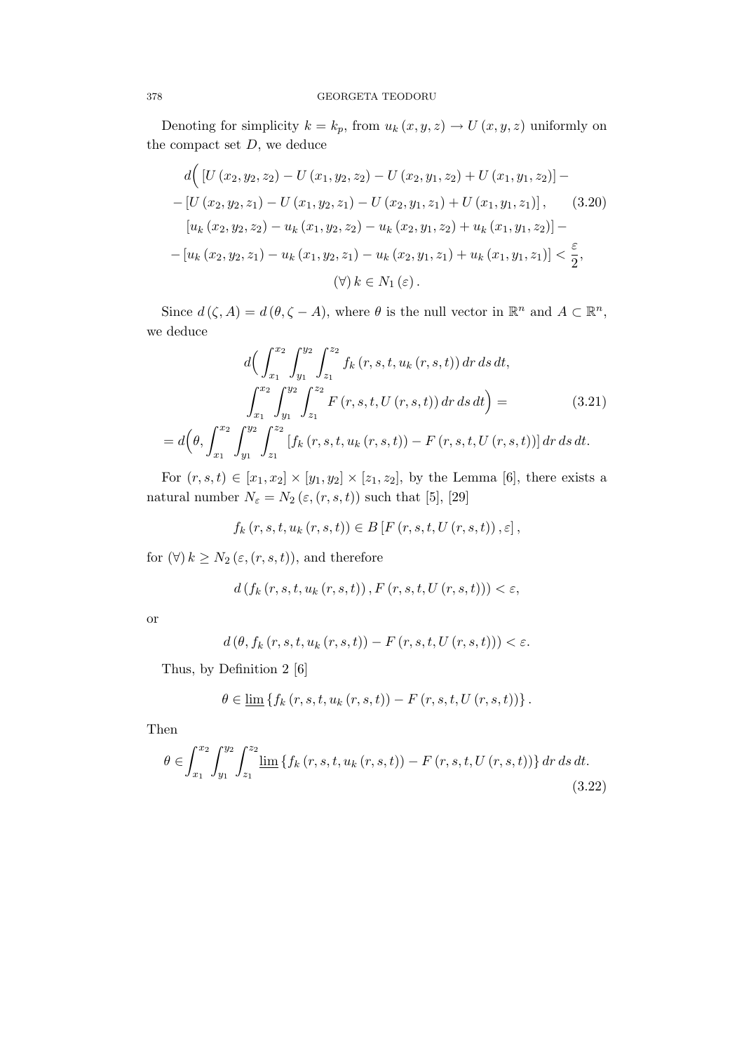Denoting for simplicity $k = k_p$, from $u_k(x,y,z) \to U(x,y,z)$ uniformly on the compact set $D$, we deduce

$$
\begin{gathered}
d\Big( \left[U(x_2,y_2,z_2) - U(x_1,y_2,z_2) - U(x_2,y_1,z_2) + U(x_1,y_1,z_2)\right] - \\
- \left[U(x_2,y_2,z_1) - U(x_1,y_2,z_1) - U(x_2,y_1,z_1) + U(x_1,y_1,z_1)\right], \\
\left[u_k(x_2,y_2,z_2) - u_k(x_1,y_2,z_2) - u_k(x_2,y_1,z_2) + u_k(x_1,y_1,z_2)\right] - \\
- \left[u_k(x_2,y_2,z_1) - u_k(x_1,y_2,z_1) - u_k(x_2,y_1,z_1) + u_k(x_1,y_1,z_1)\right] < \frac{\varepsilon}{2}, \\
(\forall)\, k \in N_1(\varepsilon).
\end{gathered} \tag{3.20}
$$

Since $d(\zeta, A) = d(\theta, \zeta - A)$, where $\theta$ is the null vector in $\mathbb{R}^n$ and $A \subset \mathbb{R}^n$, we deduce

$$
\begin{gathered}
d\Big( \int_{x_1}^{x_2} \int_{y_1}^{y_2} \int_{z_1}^{z_2} f_k(r,s,t,u_k(r,s,t))\, dr\, ds\, dt, \\
\int_{x_1}^{x_2} \int_{y_1}^{y_2} \int_{z_1}^{z_2} F(r,s,t,U(r,s,t))\, dr\, ds\, dt \Big) = \\
= d\Big( \theta, \int_{x_1}^{x_2} \int_{y_1}^{y_2} \int_{z_1}^{z_2} \left[f_k(r,s,t,u_k(r,s,t)) - F(r,s,t,U(r,s,t))\right] dr\, ds\, dt.
\end{gathered} \tag{3.21}
$$

For $(r,s,t) \in [x_1,x_2] \times [y_1,y_2] \times [z_1,z_2]$, by the Lemma [6], there exists a natural number $N_\varepsilon = N_2(\varepsilon,(r,s,t))$ such that [5], [29]

$$
f_k(r,s,t,u_k(r,s,t)) \in B\left[F(r,s,t,U(r,s,t)), \varepsilon\right],
$$

for $(\forall)\, k \geq N_2(\varepsilon,(r,s,t))$, and therefore

$$
d\left(f_k(r,s,t,u_k(r,s,t)), F(r,s,t,U(r,s,t))\right) < \varepsilon,
$$

or

$$
d\left(\theta, f_k(r,s,t,u_k(r,s,t)) - F(r,s,t,U(r,s,t))\right) < \varepsilon.
$$

Thus, by Definition 2 [6]

$$
\theta \in \underline{\lim} \left\{f_k(r,s,t,u_k(r,s,t)) - F(r,s,t,U(r,s,t))\right\}.
$$

Then

$$
\theta \in \int_{x_1}^{x_2} \int_{y_1}^{y_2} \int_{z_1}^{z_2} \underline{\lim} \left\{f_k(r,s,t,u_k(r,s,t)) - F(r,s,t,U(r,s,t))\right\} dr\, ds\, dt. \tag{3.22}
$$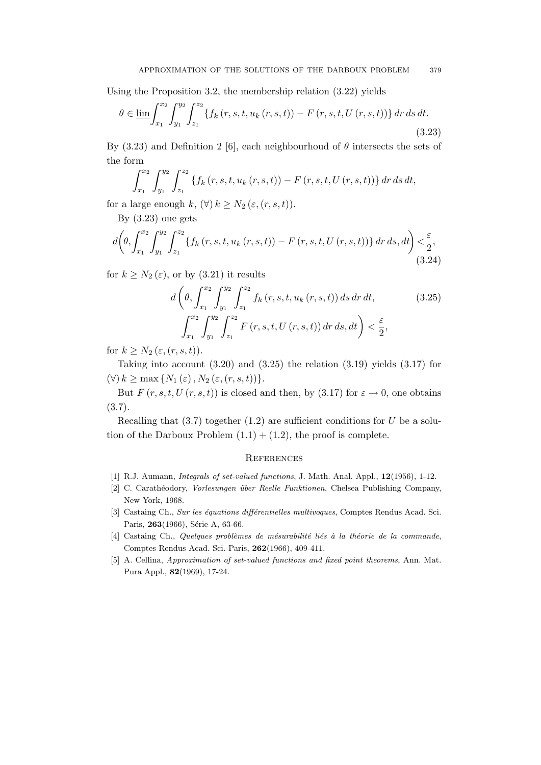Using the Proposition 3.2, the membership relation (3.22) yields

$$\theta \in \underline{\lim} \int_{x_1}^{x_2} \int_{y_1}^{y_2} \int_{z_1}^{z_2} \{ f_k(r,s,t,u_k(r,s,t)) - F(r,s,t,U(r,s,t)) \} \, dr \, ds \, dt. \tag{3.23}$$

By (3.23) and Definition 2 [6], each neighbourhoud of $\theta$ intersects the sets of the form

$$\int_{x_1}^{x_2} \int_{y_1}^{y_2} \int_{z_1}^{z_2} \{ f_k(r,s,t,u_k(r,s,t)) - F(r,s,t,U(r,s,t)) \} \, dr \, ds \, dt,$$

for a large enough $k$, $(\forall) \, k \geq N_2(\varepsilon, (r,s,t))$.

By (3.23) one gets

$$d\left(\theta, \int_{x_1}^{x_2} \int_{y_1}^{y_2} \int_{z_1}^{z_2} \{ f_k(r,s,t,u_k(r,s,t)) - F(r,s,t,U(r,s,t)) \} \, dr \, ds, dt \right) < \frac{\varepsilon}{2}, \tag{3.24}$$

for $k \geq N_2(\varepsilon)$, or by (3.21) it results

$$d\left(\theta, \int_{x_1}^{x_2} \int_{y_1}^{y_2} \int_{z_1}^{z_2} f_k(r,s,t,u_k(r,s,t)) \, ds \, dr \, dt, \right. \\ \left. \int_{x_1}^{x_2} \int_{y_1}^{y_2} \int_{z_1}^{z_2} F(r,s,t,U(r,s,t)) \, dr \, ds, dt \right) < \frac{\varepsilon}{2}, \tag{3.25}$$

for $k \geq N_2(\varepsilon, (r,s,t))$.

Taking into account (3.20) and (3.25) the relation (3.19) yields (3.17) for $(\forall) \, k \geq \max \{ N_1(\varepsilon), N_2(\varepsilon, (r,s,t)) \}$.

But $F(r,s,t,U(r,s,t))$ is closed and then, by (3.17) for $\varepsilon \to 0$, one obtains (3.7).

Recalling that (3.7) together (1.2) are sufficient conditions for $U$ be a solution of the Darboux Problem (1.1) + (1.2), the proof is complete.

## References

[1] R.J. Aumann, *Integrals of set-valued functions*, J. Math. Anal. Appl., **12**(1956), 1-12.

[2] C. Carathéodory, *Vorlesungen über Reelle Funktionen*, Chelsea Publishing Company, New York, 1968.

[3] Castaing Ch., *Sur les équations différentielles multivoques*, Comptes Rendus Acad. Sci. Paris, **263**(1966), Série A, 63-66.

[4] Castaing Ch., *Quelques problèmes de mésurabilité liés à la théorie de la commande*, Comptes Rendus Acad. Sci. Paris, **262**(1966), 409-411.

[5] A. Cellina, *Approximation of set-valued functions and fixed point theorems*, Ann. Mat. Pura Appl., **82**(1969), 17-24.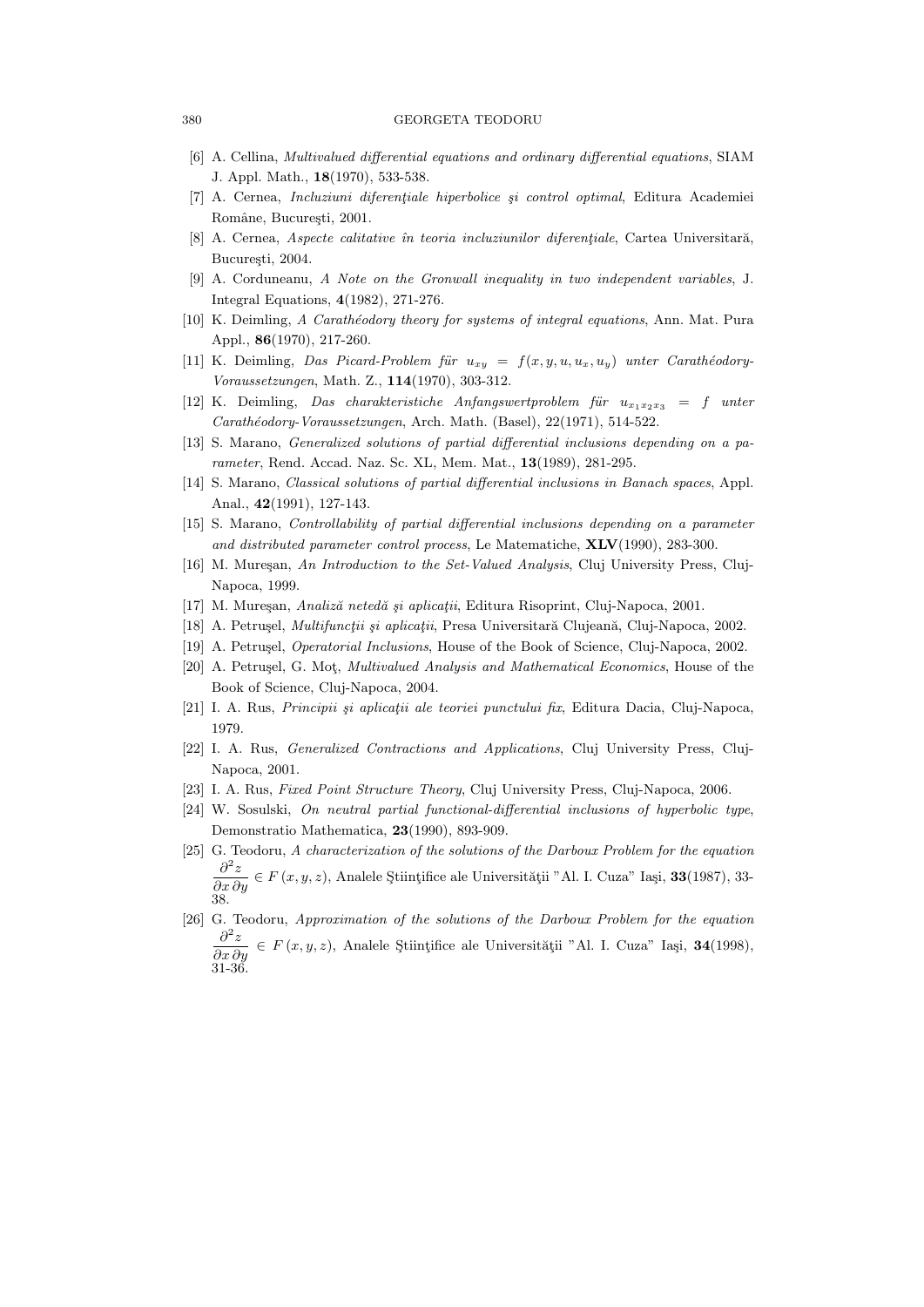[6] A. Cellina, *Multivalued differential equations and ordinary differential equations*, SIAM J. Appl. Math., **18**(1970), 533-538.

[7] A. Cernea, *Incluziuni diferenţiale hiperbolice şi control optimal*, Editura Academiei Române, Bucureşti, 2001.

[8] A. Cernea, *Aspecte calitative în teoria incluziunilor diferenţiale*, Cartea Universitară, Bucureşti, 2004.

[9] A. Corduneanu, *A Note on the Gronwall inequality in two independent variables*, J. Integral Equations, **4**(1982), 271-276.

[10] K. Deimling, *A Carathéodory theory for systems of integral equations*, Ann. Mat. Pura Appl., **86**(1970), 217-260.

[11] K. Deimling, *Das Picard-Problem für $u_{xy} = f(x, y, u, u_x, u_y)$ unter Carathéodory-Voraussetzungen*, Math. Z., **114**(1970), 303-312.

[12] K. Deimling, *Das charakteristische Anfangswertproblem für $u_{x_1x_2x_3} = f$ unter Carathéodory-Voraussetzungen*, Arch. Math. (Basel), 22(1971), 514-522.

[13] S. Marano, *Generalized solutions of partial differential inclusions depending on a parameter*, Rend. Accad. Naz. Sc. XL, Mem. Mat., **13**(1989), 281-295.

[14] S. Marano, *Classical solutions of partial differential inclusions in Banach spaces*, Appl. Anal., **42**(1991), 127-143.

[15] S. Marano, *Controllability of partial differential inclusions depending on a parameter and distributed parameter control process*, Le Matematiche, **XLV**(1990), 283-300.

[16] M. Mureşan, *An Introduction to the Set-Valued Analysis*, Cluj University Press, Cluj-Napoca, 1999.

[17] M. Mureşan, *Analiză netedă şi aplicaţii*, Editura Risoprint, Cluj-Napoca, 2001.

[18] A. Petruşel, *Multifuncţii şi aplicaţii*, Presa Universitară Clujeană, Cluj-Napoca, 2002.

[19] A. Petruşel, *Operatorial Inclusions*, House of the Book of Science, Cluj-Napoca, 2002.

[20] A. Petruşel, G. Moţ, *Multivalued Analysis and Mathematical Economics*, House of the Book of Science, Cluj-Napoca, 2004.

[21] I. A. Rus, *Principii şi aplicaţii ale teoriei punctului fix*, Editura Dacia, Cluj-Napoca, 1979.

[22] I. A. Rus, *Generalized Contractions and Applications*, Cluj University Press, Cluj-Napoca, 2001.

[23] I. A. Rus, *Fixed Point Structure Theory*, Cluj University Press, Cluj-Napoca, 2006.

[24] W. Sosulski, *On neutral partial functional-differential inclusions of hyperbolic type*, Demonstratio Mathematica, **23**(1990), 893-909.

[25] G. Teodoru, *A characterization of the solutions of the Darboux Problem for the equation $\frac{\partial^2 z}{\partial x \, \partial y} \in F(x, y, z)$*, Analele Ştiinţifice ale Universităţii "Al. I. Cuza" Iaşi, **33**(1987), 33-38.

[26] G. Teodoru, *Approximation of the solutions of the Darboux Problem for the equation $\frac{\partial^2 z}{\partial x \, \partial y} \in F(x, y, z)$*, Analele Ştiinţifice ale Universităţii "Al. I. Cuza" Iaşi, **34**(1998), 31-36.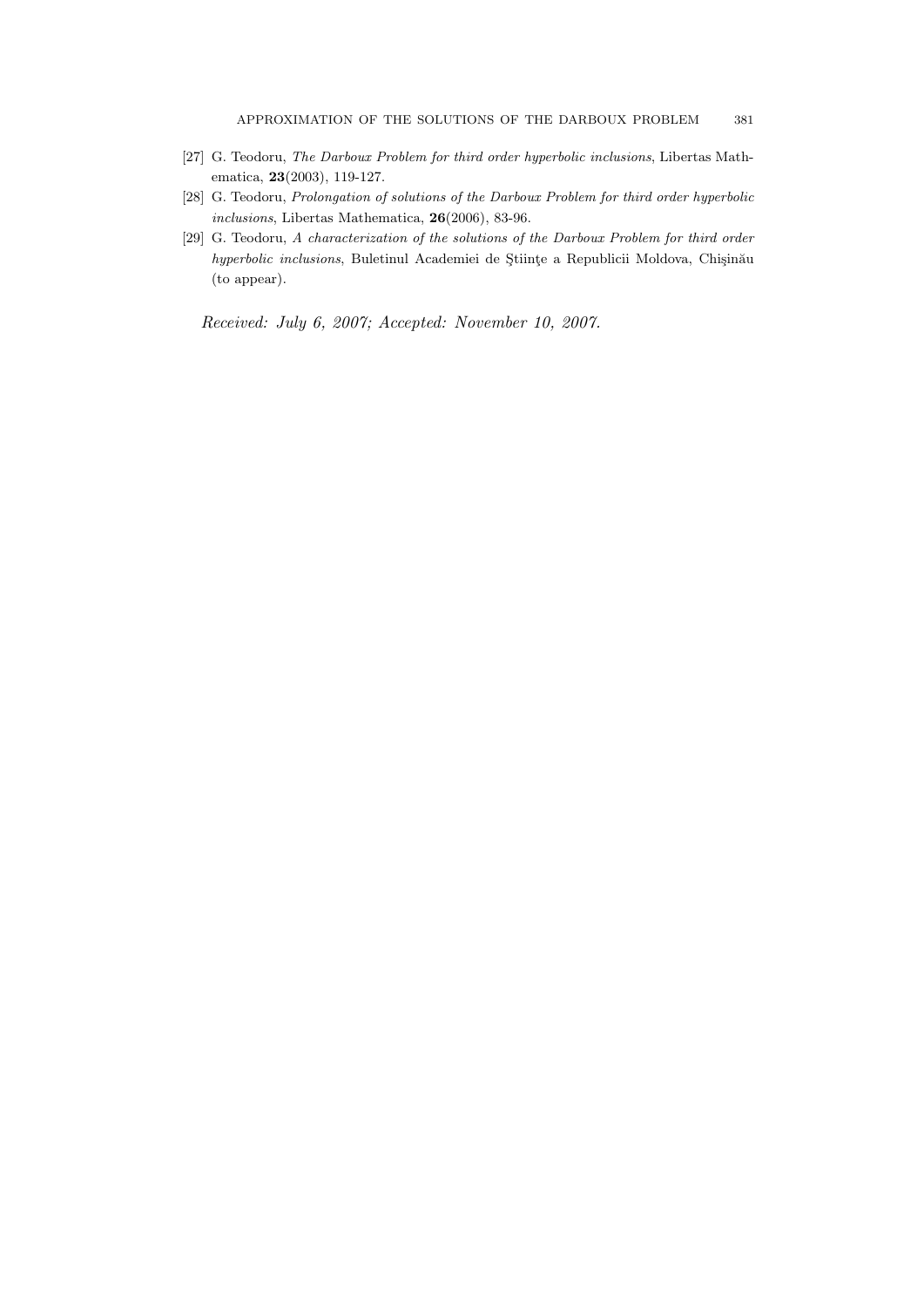[27] G. Teodoru, *The Darboux Problem for third order hyperbolic inclusions*, Libertas Mathematica, **23**(2003), 119-127.

[28] G. Teodoru, *Prolongation of solutions of the Darboux Problem for third order hyperbolic inclusions*, Libertas Mathematica, **26**(2006), 83-96.

[29] G. Teodoru, *A characterization of the solutions of the Darboux Problem for third order hyperbolic inclusions*, Buletinul Academiei de Ştiinţe a Republicii Moldova, Chişinău (to appear).

*Received: July 6, 2007; Accepted: November 10, 2007.*